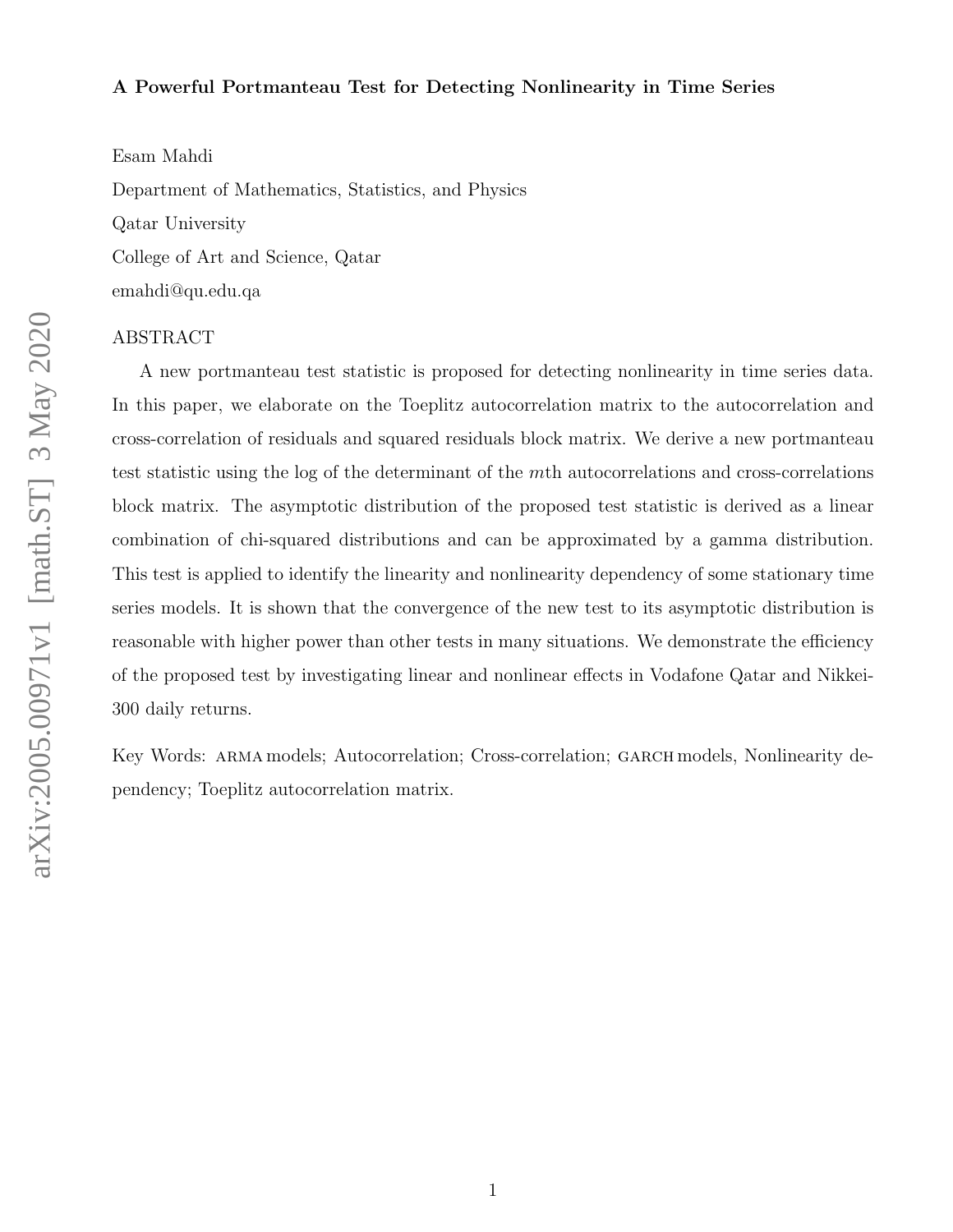# A Powerful Portmanteau Test for Detecting Nonlinearity in Time Series

Esam Mahdi

Department of Mathematics, Statistics, and Physics

Qatar University

College of Art and Science, Qatar

emahdi@qu.edu.qa

## ABSTRACT

A new portmanteau test statistic is proposed for detecting nonlinearity in time series data. In this paper, we elaborate on the Toeplitz autocorrelation matrix to the autocorrelation and cross-correlation of residuals and squared residuals block matrix. We derive a new portmanteau test statistic using the log of the determinant of the $m$th autocorrelations and cross-correlations block matrix. The asymptotic distribution of the proposed test statistic is derived as a linear combination of chi-squared distributions and can be approximated by a gamma distribution. This test is applied to identify the linearity and nonlinearity dependency of some stationary time series models. It is shown that the convergence of the new test to its asymptotic distribution is reasonable with higher power than other tests in many situations. We demonstrate the efficiency of the proposed test by investigating linear and nonlinear effects in Vodafone Qatar and Nikkei-300 daily returns.

Key Words: ARMA models; Autocorrelation; Cross-correlation; GARCH models, Nonlinearity dependency; Toeplitz autocorrelation matrix.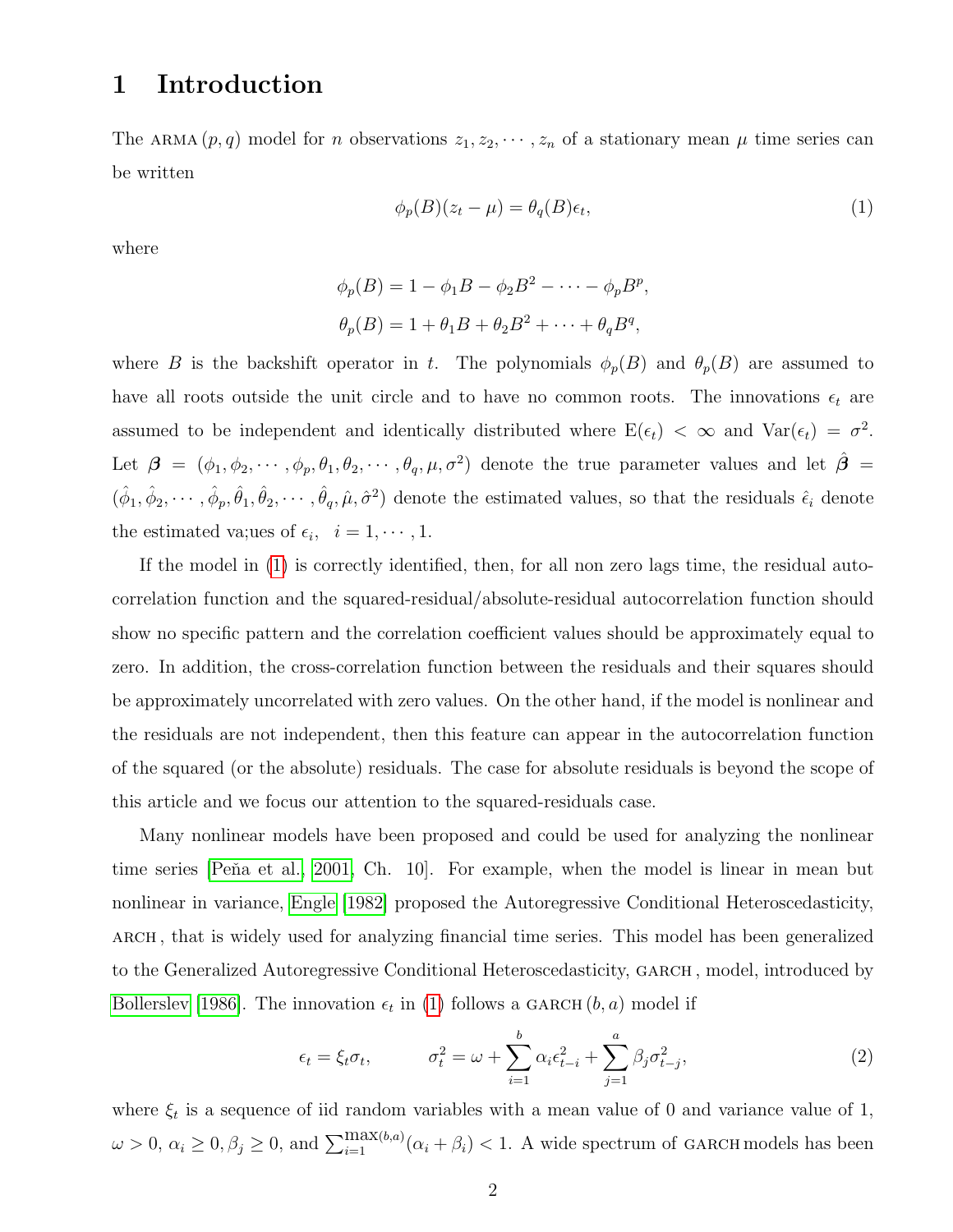# 1 Introduction

The ARMA $(p, q)$ model for $n$ observations $z_1, z_2, \cdots, z_n$ of a stationary mean $\mu$ time series can be written

$$\phi_p(B)(z_t - \mu) = \theta_q(B)\epsilon_t, \tag{1}$$

where

$$\phi_p(B) = 1 - \phi_1 B - \phi_2 B^2 - \cdots - \phi_p B^p,$$
$$\theta_p(B) = 1 + \theta_1 B + \theta_2 B^2 + \cdots + \theta_q B^q,$$

where $B$ is the backshift operator in $t$. The polynomials $\phi_p(B)$ and $\theta_p(B)$ are assumed to have all roots outside the unit circle and to have no common roots. The innovations $\epsilon_t$ are assumed to be independent and identically distributed where $\mathrm{E}(\epsilon_t) < \infty$ and $\mathrm{Var}(\epsilon_t) = \sigma^2$. Let $\boldsymbol{\beta} = (\phi_1, \phi_2, \cdots, \phi_p, \theta_1, \theta_2, \cdots, \theta_q, \mu, \sigma^2)$ denote the true parameter values and let $\hat{\boldsymbol{\beta}} = (\hat{\phi}_1, \hat{\phi}_2, \cdots, \hat{\phi}_p, \hat{\theta}_1, \hat{\theta}_2, \cdots, \hat{\theta}_q, \hat{\mu}, \hat{\sigma}^2)$ denote the estimated values, so that the residuals $\hat{\epsilon}_i$ denote the estimated va;ues of $\epsilon_i, \quad i = 1, \cdots, 1$.

If the model in (1) is correctly identified, then, for all non zero lags time, the residual autocorrelation function and the squared-residual/absolute-residual autocorrelation function should show no specific pattern and the correlation coefficient values should be approximately equal to zero. In addition, the cross-correlation function between the residuals and their squares should be approximately uncorrelated with zero values. On the other hand, if the model is nonlinear and the residuals are not independent, then this feature can appear in the autocorrelation function of the squared (or the absolute) residuals. The case for absolute residuals is beyond the scope of this article and we focus our attention to the squared-residuals case.

Many nonlinear models have been proposed and could be used for analyzing the nonlinear time series [Peña et al., 2001, Ch. 10]. For example, when the model is linear in mean but nonlinear in variance, Engle [1982] proposed the Autoregressive Conditional Heteroscedasticity, ARCH, that is widely used for analyzing financial time series. This model has been generalized to the Generalized Autoregressive Conditional Heteroscedasticity, GARCH, model, introduced by Bollerslev [1986]. The innovation $\epsilon_t$ in (1) follows a GARCH $(b, a)$ model if

$$\epsilon_t = \xi_t \sigma_t, \qquad \sigma_t^2 = \omega + \sum_{i=1}^{b} \alpha_i \epsilon_{t-i}^2 + \sum_{j=1}^{a} \beta_j \sigma_{t-j}^2, \tag{2}$$

where $\xi_t$ is a sequence of iid random variables with a mean value of 0 and variance value of 1, $\omega > 0$, $\alpha_i \geq 0, \beta_j \geq 0$, and $\sum_{i=1}^{\max(b,a)}(\alpha_i + \beta_i) < 1$. A wide spectrum of GARCH models has been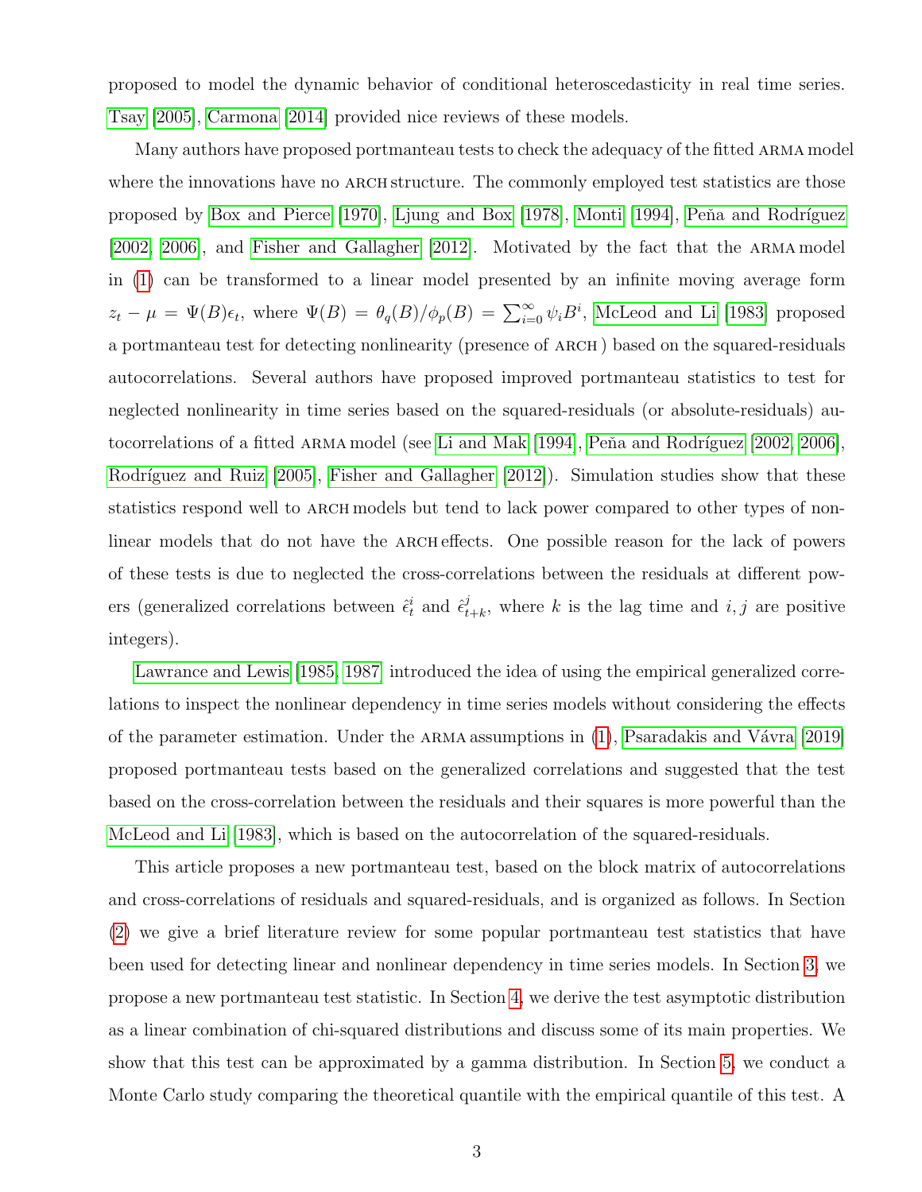proposed to model the dynamic behavior of conditional heteroscedasticity in real time series. Tsay [2005], Carmona [2014] provided nice reviews of these models.

Many authors have proposed portmanteau tests to check the adequacy of the fitted ARMA model where the innovations have no ARCH structure. The commonly employed test statistics are those proposed by Box and Pierce [1970], Ljung and Box [1978], Monti [1994], Peña and Rodríguez [2002, 2006], and Fisher and Gallagher [2012]. Motivated by the fact that the ARMA model in (1) can be transformed to a linear model presented by an infinite moving average form $z_t - \mu = \Psi(B)\epsilon_t$, where $\Psi(B) = \theta_q(B)/\phi_p(B) = \sum_{i=0}^{\infty} \psi_i B^i$, McLeod and Li [1983] proposed a portmanteau test for detecting nonlinearity (presence of ARCH ) based on the squared-residuals autocorrelations. Several authors have proposed improved portmanteau statistics to test for neglected nonlinearity in time series based on the squared-residuals (or absolute-residuals) autocorrelations of a fitted ARMA model (see Li and Mak [1994], Peña and Rodríguez [2002, 2006], Rodríguez and Ruiz [2005], Fisher and Gallagher [2012]). Simulation studies show that these statistics respond well to ARCH models but tend to lack power compared to other types of nonlinear models that do not have the ARCH effects. One possible reason for the lack of powers of these tests is due to neglected the cross-correlations between the residuals at different powers (generalized correlations between $\hat{\epsilon}_t^i$ and $\hat{\epsilon}_{t+k}^j$, where $k$ is the lag time and $i, j$ are positive integers).

Lawrance and Lewis [1985, 1987] introduced the idea of using the empirical generalized correlations to inspect the nonlinear dependency in time series models without considering the effects of the parameter estimation. Under the ARMA assumptions in (1), Psaradakis and Vávra [2019] proposed portmanteau tests based on the generalized correlations and suggested that the test based on the cross-correlation between the residuals and their squares is more powerful than the McLeod and Li [1983], which is based on the autocorrelation of the squared-residuals.

This article proposes a new portmanteau test, based on the block matrix of autocorrelations and cross-correlations of residuals and squared-residuals, and is organized as follows. In Section (2) we give a brief literature review for some popular portmanteau test statistics that have been used for detecting linear and nonlinear dependency in time series models. In Section 3, we propose a new portmanteau test statistic. In Section 4, we derive the test asymptotic distribution as a linear combination of chi-squared distributions and discuss some of its main properties. We show that this test can be approximated by a gamma distribution. In Section 5, we conduct a Monte Carlo study comparing the theoretical quantile with the empirical quantile of this test. A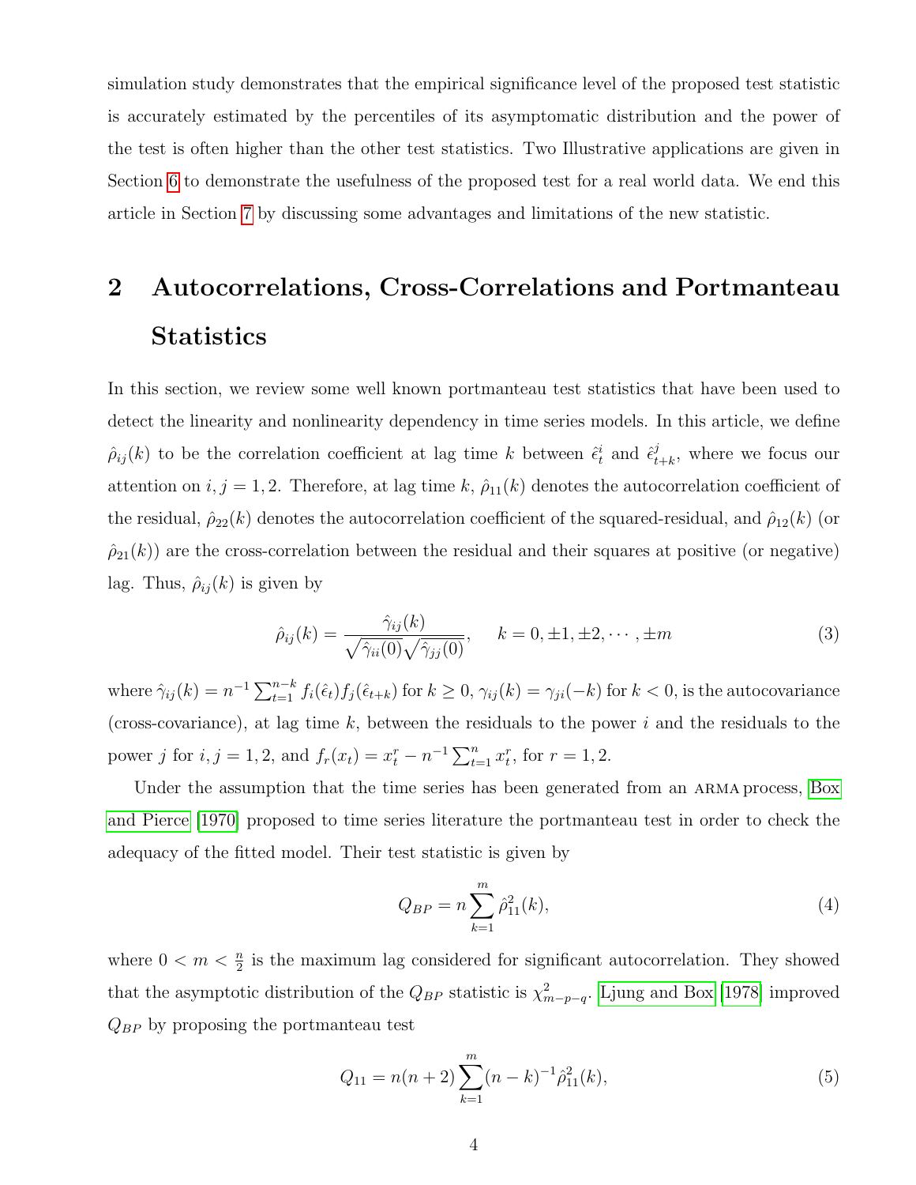simulation study demonstrates that the empirical significance level of the proposed test statistic is accurately estimated by the percentiles of its asymptomatic distribution and the power of the test is often higher than the other test statistics. Two Illustrative applications are given in Section 6 to demonstrate the usefulness of the proposed test for a real world data. We end this article in Section 7 by discussing some advantages and limitations of the new statistic.

# 2 Autocorrelations, Cross-Correlations and Portmanteau Statistics

In this section, we review some well known portmanteau test statistics that have been used to detect the linearity and nonlinearity dependency in time series models. In this article, we define $\hat{\rho}_{ij}(k)$ to be the correlation coefficient at lag time $k$ between $\hat{\epsilon}_t^i$ and $\hat{\epsilon}_{t+k}^j$, where we focus our attention on $i,j = 1,2$. Therefore, at lag time $k$, $\hat{\rho}_{11}(k)$ denotes the autocorrelation coefficient of the residual, $\hat{\rho}_{22}(k)$ denotes the autocorrelation coefficient of the squared-residual, and $\hat{\rho}_{12}(k)$ (or $\hat{\rho}_{21}(k)$) are the cross-correlation between the residual and their squares at positive (or negative) lag. Thus, $\hat{\rho}_{ij}(k)$ is given by

$$\hat{\rho}_{ij}(k) = \frac{\hat{\gamma}_{ij}(k)}{\sqrt{\hat{\gamma}_{ii}(0)}\sqrt{\hat{\gamma}_{jj}(0)}}, \qquad k = 0, \pm 1, \pm 2, \cdots, \pm m \tag{3}$$

where $\hat{\gamma}_{ij}(k) = n^{-1}\sum_{t=1}^{n-k} f_i(\hat{\epsilon}_t)f_j(\hat{\epsilon}_{t+k})$ for $k \geq 0$, $\gamma_{ij}(k) = \gamma_{ji}(-k)$ for $k < 0$, is the autocovariance (cross-covariance), at lag time $k$, between the residuals to the power $i$ and the residuals to the power $j$ for $i,j = 1,2$, and $f_r(x_t) = x_t^r - n^{-1}\sum_{t=1}^{n} x_t^r$, for $r = 1,2$.

Under the assumption that the time series has been generated from an ARMA process, Box and Pierce [1970] proposed to time series literature the portmanteau test in order to check the adequacy of the fitted model. Their test statistic is given by

$$Q_{BP} = n\sum_{k=1}^{m} \hat{\rho}_{11}^2(k), \tag{4}$$

where $0 < m < \frac{n}{2}$ is the maximum lag considered for significant autocorrelation. They showed that the asymptotic distribution of the $Q_{BP}$ statistic is $\chi^2_{m-p-q}$. Ljung and Box [1978] improved $Q_{BP}$ by proposing the portmanteau test

$$Q_{11} = n(n+2)\sum_{k=1}^{m} (n-k)^{-1}\hat{\rho}_{11}^2(k), \tag{5}$$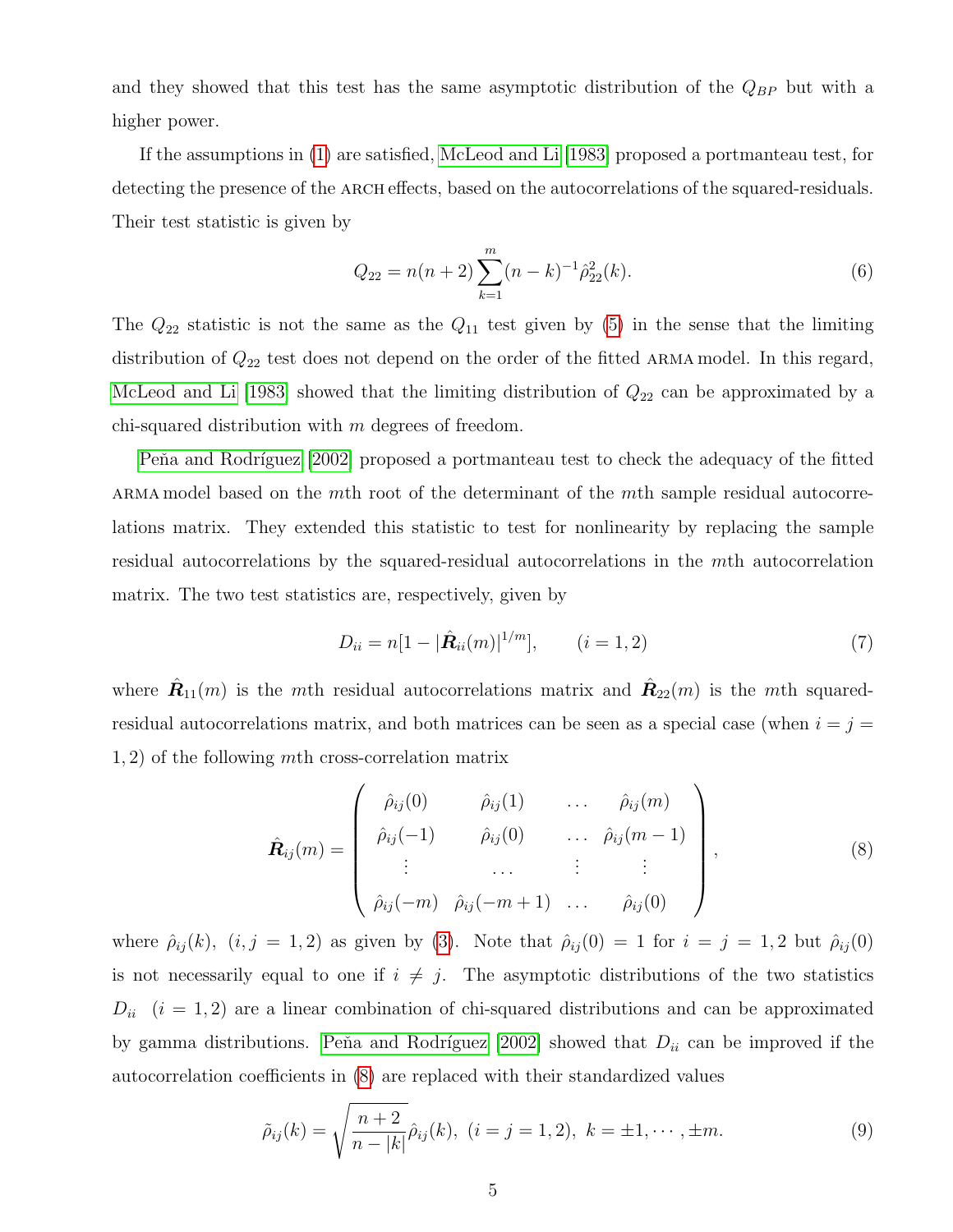and they showed that this test has the same asymptotic distribution of the $Q_{BP}$ but with a higher power.

If the assumptions in (1) are satisfied, McLeod and Li [1983] proposed a portmanteau test, for detecting the presence of the ARCH effects, based on the autocorrelations of the squared-residuals. Their test statistic is given by

$$Q_{22} = n(n+2)\sum_{k=1}^{m}(n-k)^{-1}\hat{\rho}_{22}^{2}(k). \tag{6}$$

The $Q_{22}$ statistic is not the same as the $Q_{11}$ test given by (5) in the sense that the limiting distribution of $Q_{22}$ test does not depend on the order of the fitted ARMA model. In this regard, McLeod and Li [1983] showed that the limiting distribution of $Q_{22}$ can be approximated by a chi-squared distribution with $m$ degrees of freedom.

Peña and Rodríguez [2002] proposed a portmanteau test to check the adequacy of the fitted ARMA model based on the $m$th root of the determinant of the $m$th sample residual autocorrelations matrix. They extended this statistic to test for nonlinearity by replacing the sample residual autocorrelations by the squared-residual autocorrelations in the $m$th autocorrelation matrix. The two test statistics are, respectively, given by

$$D_{ii} = n[1 - |\hat{\boldsymbol{R}}_{ii}(m)|^{1/m}], \qquad (i = 1, 2) \tag{7}$$

where $\hat{\boldsymbol{R}}_{11}(m)$ is the $m$th residual autocorrelations matrix and $\hat{\boldsymbol{R}}_{22}(m)$ is the $m$th squared-residual autocorrelations matrix, and both matrices can be seen as a special case (when $i = j = 1, 2$) of the following $m$th cross-correlation matrix

$$\hat{\boldsymbol{R}}_{ij}(m) = \begin{pmatrix} \hat{\rho}_{ij}(0) & \hat{\rho}_{ij}(1) & \dots & \hat{\rho}_{ij}(m) \\ \hat{\rho}_{ij}(-1) & \hat{\rho}_{ij}(0) & \dots & \hat{\rho}_{ij}(m-1) \\ \vdots & \dots & \vdots & \vdots \\ \hat{\rho}_{ij}(-m) & \hat{\rho}_{ij}(-m+1) & \dots & \hat{\rho}_{ij}(0) \end{pmatrix}, \tag{8}$$

where $\hat{\rho}_{ij}(k),\ (i, j = 1, 2)$ as given by (3). Note that $\hat{\rho}_{ij}(0) = 1$ for $i = j = 1, 2$ but $\hat{\rho}_{ij}(0)$ is not necessarily equal to one if $i \neq j$. The asymptotic distributions of the two statistics $D_{ii}\ \ (i = 1, 2)$ are a linear combination of chi-squared distributions and can be approximated by gamma distributions. Peña and Rodríguez [2002] showed that $D_{ii}$ can be improved if the autocorrelation coefficients in (8) are replaced with their standardized values

$$\tilde{\rho}_{ij}(k) = \sqrt{\frac{n+2}{n-|k|}}\hat{\rho}_{ij}(k),\ (i = j = 1, 2),\ k = \pm 1, \cdots, \pm m. \tag{9}$$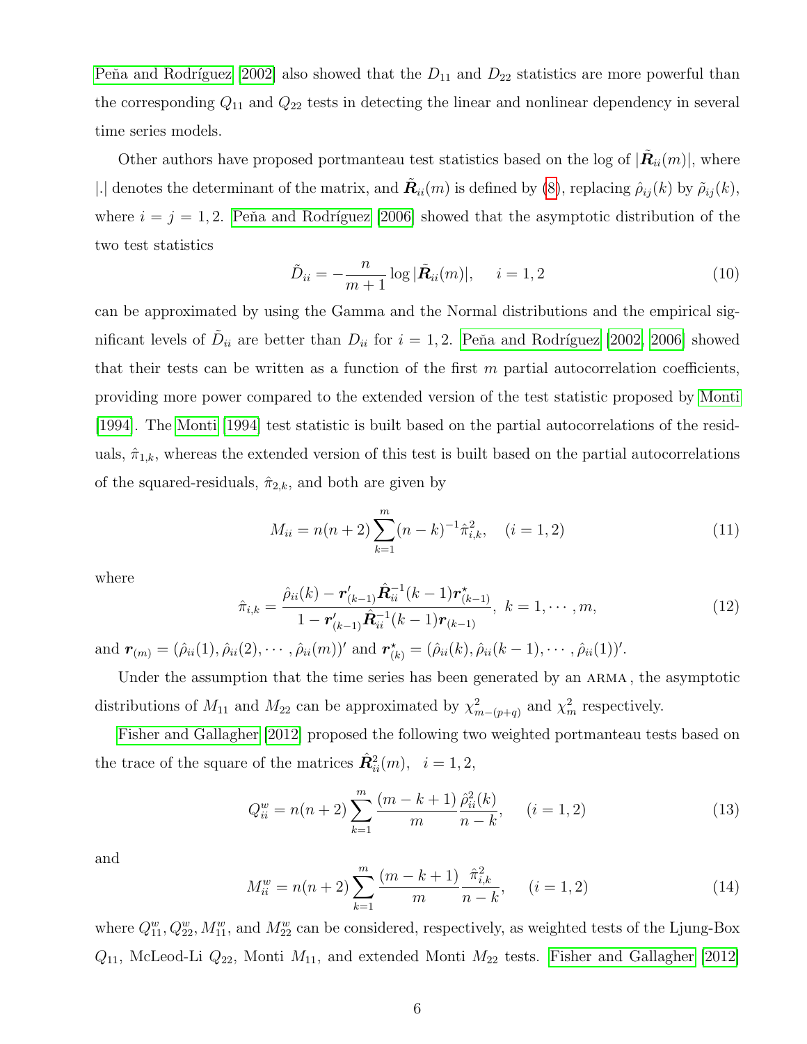Peña and Rodríguez [2002] also showed that the $D_{11}$ and $D_{22}$ statistics are more powerful than the corresponding $Q_{11}$ and $Q_{22}$ tests in detecting the linear and nonlinear dependency in several time series models.

Other authors have proposed portmanteau test statistics based on the log of $|\tilde{\boldsymbol{R}}_{ii}(m)|$, where $|.|$ denotes the determinant of the matrix, and $\tilde{\boldsymbol{R}}_{ii}(m)$ is defined by (8), replacing $\hat{\rho}_{ij}(k)$ by $\tilde{\rho}_{ij}(k)$, where $i = j = 1, 2$. Peña and Rodríguez [2006] showed that the asymptotic distribution of the two test statistics

$$\tilde{D}_{ii} = -\frac{n}{m+1} \log |\tilde{\boldsymbol{R}}_{ii}(m)|, \quad i = 1, 2 \tag{10}$$

can be approximated by using the Gamma and the Normal distributions and the empirical significant levels of $\tilde{D}_{ii}$ are better than $D_{ii}$ for $i = 1, 2$. Peña and Rodríguez [2002, 2006] showed that their tests can be written as a function of the first $m$ partial autocorrelation coefficients, providing more power compared to the extended version of the test statistic proposed by Monti [1994]. The Monti [1994] test statistic is built based on the partial autocorrelations of the residuals, $\hat{\pi}_{1,k}$, whereas the extended version of this test is built based on the partial autocorrelations of the squared-residuals, $\hat{\pi}_{2,k}$, and both are given by

$$M_{ii} = n(n+2) \sum_{k=1}^{m} (n-k)^{-1} \hat{\pi}_{i,k}^2, \quad (i = 1, 2) \tag{11}$$

where

$$\hat{\pi}_{i,k} = \frac{\hat{\rho}_{ii}(k) - \boldsymbol{r}'_{(k-1)} \hat{\boldsymbol{R}}_{ii}^{-1}(k-1) \boldsymbol{r}^{\star}_{(k-1)}}{1 - \boldsymbol{r}'_{(k-1)} \hat{\boldsymbol{R}}_{ii}^{-1}(k-1) \boldsymbol{r}_{(k-1)}}, \; k = 1, \cdots, m, \tag{12}$$

and $\boldsymbol{r}_{(m)} = (\hat{\rho}_{ii}(1), \hat{\rho}_{ii}(2), \cdots, \hat{\rho}_{ii}(m))'$ and $\boldsymbol{r}^{\star}_{(k)} = (\hat{\rho}_{ii}(k), \hat{\rho}_{ii}(k-1), \cdots, \hat{\rho}_{ii}(1))'$.

Under the assumption that the time series has been generated by an ARMA, the asymptotic distributions of $M_{11}$ and $M_{22}$ can be approximated by $\chi^2_{m-(p+q)}$ and $\chi^2_m$ respectively.

Fisher and Gallagher [2012] proposed the following two weighted portmanteau tests based on the trace of the square of the matrices $\hat{\boldsymbol{R}}^2_{ii}(m), \quad i = 1, 2,$

$$Q^w_{ii} = n(n+2) \sum_{k=1}^{m} \frac{(m-k+1)}{m} \frac{\hat{\rho}^2_{ii}(k)}{n-k}, \quad (i = 1, 2) \tag{13}$$

and

$$M^w_{ii} = n(n+2) \sum_{k=1}^{m} \frac{(m-k+1)}{m} \frac{\hat{\pi}^2_{i,k}}{n-k}, \quad (i = 1, 2) \tag{14}$$

where $Q^w_{11}, Q^w_{22}, M^w_{11}$, and $M^w_{22}$ can be considered, respectively, as weighted tests of the Ljung-Box $Q_{11}$, McLeod-Li $Q_{22}$, Monti $M_{11}$, and extended Monti $M_{22}$ tests. Fisher and Gallagher [2012]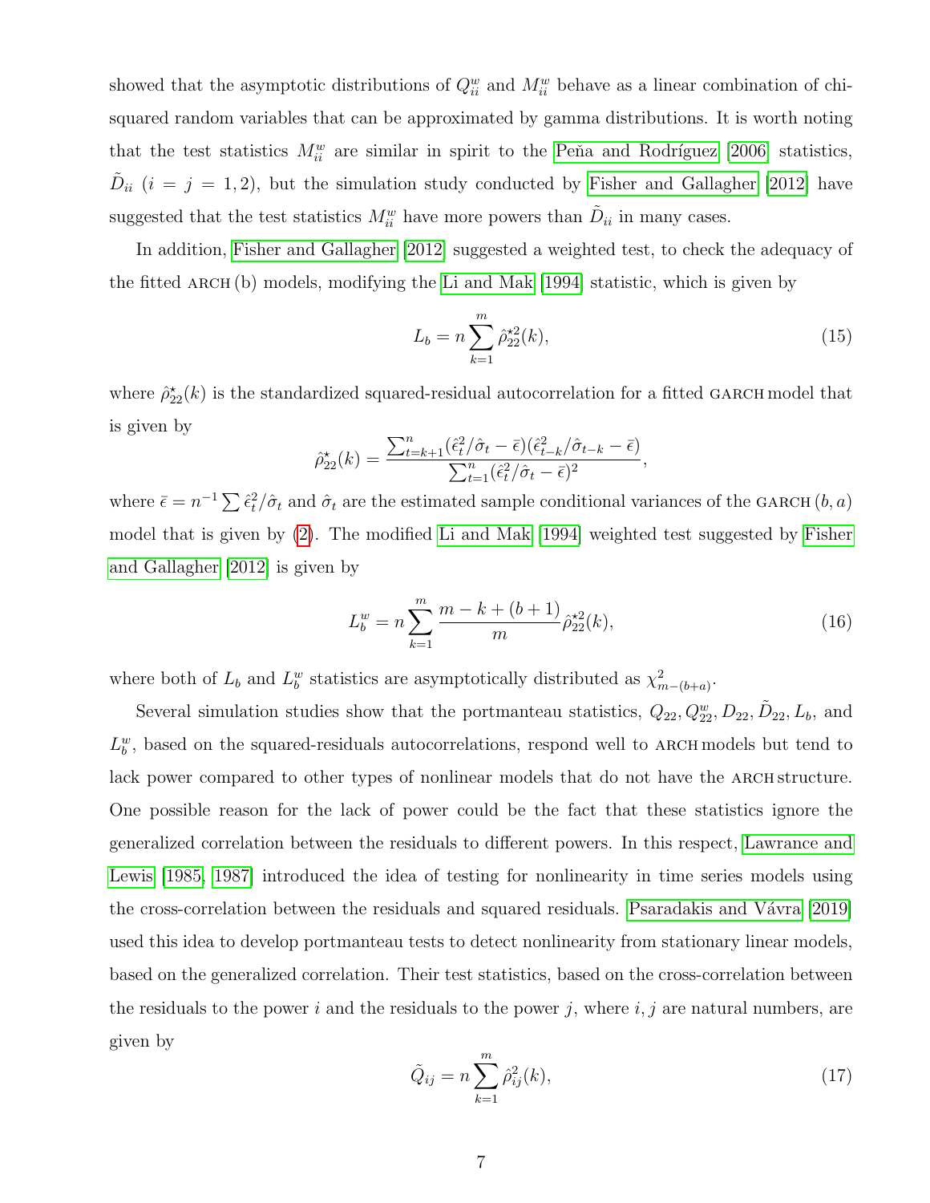showed that the asymptotic distributions of $Q_{ii}^w$ and $M_{ii}^w$ behave as a linear combination of chi-squared random variables that can be approximated by gamma distributions. It is worth noting that the test statistics $M_{ii}^w$ are similar in spirit to the Peña and Rodríguez [2006] statistics, $\tilde{D}_{ii}$ $(i = j = 1, 2)$, but the simulation study conducted by Fisher and Gallagher [2012] have suggested that the test statistics $M_{ii}^w$ have more powers than $\tilde{D}_{ii}$ in many cases.

In addition, Fisher and Gallagher [2012] suggested a weighted test, to check the adequacy of the fitted ARCH (b) models, modifying the Li and Mak [1994] statistic, which is given by

$$L_b = n \sum_{k=1}^{m} \hat{\rho}_{22}^{\star 2}(k), \tag{15}$$

where $\hat{\rho}_{22}^{\star}(k)$ is the standardized squared-residual autocorrelation for a fitted GARCH model that is given by

$$\hat{\rho}_{22}^{\star}(k) = \frac{\sum_{t=k+1}^{n}(\hat{\epsilon}_t^2/\hat{\sigma}_t - \bar{\epsilon})(\hat{\epsilon}_{t-k}^2/\hat{\sigma}_{t-k} - \bar{\epsilon})}{\sum_{t=1}^{n}(\hat{\epsilon}_t^2/\hat{\sigma}_t - \bar{\epsilon})^2},$$

where $\bar{\epsilon} = n^{-1}\sum \hat{\epsilon}_t^2/\hat{\sigma}_t$ and $\hat{\sigma}_t$ are the estimated sample conditional variances of the GARCH $(b, a)$ model that is given by (2). The modified Li and Mak [1994] weighted test suggested by Fisher and Gallagher [2012] is given by

$$L_b^w = n \sum_{k=1}^{m} \frac{m - k + (b+1)}{m} \hat{\rho}_{22}^{\star 2}(k), \tag{16}$$

where both of $L_b$ and $L_b^w$ statistics are asymptotically distributed as $\chi^2_{m-(b+a)}$.

Several simulation studies show that the portmanteau statistics, $Q_{22}, Q_{22}^w, D_{22}, \tilde{D}_{22}, L_b$, and $L_b^w$, based on the squared-residuals autocorrelations, respond well to ARCH models but tend to lack power compared to other types of nonlinear models that do not have the ARCH structure. One possible reason for the lack of power could be the fact that these statistics ignore the generalized correlation between the residuals to different powers. In this respect, Lawrance and Lewis [1985, 1987] introduced the idea of testing for nonlinearity in time series models using the cross-correlation between the residuals and squared residuals. Psaradakis and Vávra [2019] used this idea to develop portmanteau tests to detect nonlinearity from stationary linear models, based on the generalized correlation. Their test statistics, based on the cross-correlation between the residuals to the power $i$ and the residuals to the power $j$, where $i, j$ are natural numbers, are given by

$$\tilde{Q}_{ij} = n \sum_{k=1}^{m} \hat{\rho}_{ij}^2(k), \tag{17}$$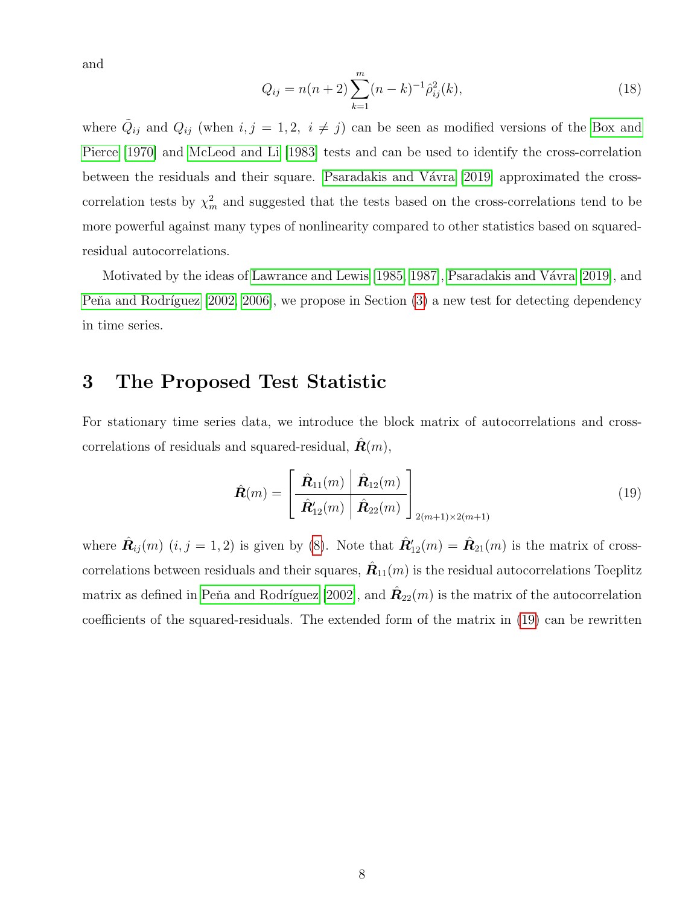and

$$Q_{ij} = n(n+2)\sum_{k=1}^{m}(n-k)^{-1}\hat{\rho}_{ij}^{2}(k), \tag{18}$$

where $\tilde{Q}_{ij}$ and $Q_{ij}$ (when $i,j = 1,2,\ i \neq j$) can be seen as modified versions of the Box and Pierce [1970] and McLeod and Li [1983] tests and can be used to identify the cross-correlation between the residuals and their square. Psaradakis and Vávra [2019] approximated the cross-correlation tests by $\chi_m^2$ and suggested that the tests based on the cross-correlations tend to be more powerful against many types of nonlinearity compared to other statistics based on squared-residual autocorrelations.

Motivated by the ideas of Lawrance and Lewis [1985, 1987], Psaradakis and Vávra [2019], and Peña and Rodríguez [2002, 2006], we propose in Section (3) a new test for detecting dependency in time series.

## 3 The Proposed Test Statistic

For stationary time series data, we introduce the block matrix of autocorrelations and cross-correlations of residuals and squared-residual, $\hat{\boldsymbol{R}}(m)$,

$$\hat{\boldsymbol{R}}(m) = \left[\begin{array}{c|c} \hat{\boldsymbol{R}}_{11}(m) & \hat{\boldsymbol{R}}_{12}(m) \\ \hline \hat{\boldsymbol{R}}'_{12}(m) & \hat{\boldsymbol{R}}_{22}(m) \end{array}\right]_{2(m+1)\times 2(m+1)} \tag{19}$$

where $\hat{\boldsymbol{R}}_{ij}(m)$ $(i,j = 1,2)$ is given by (8). Note that $\hat{\boldsymbol{R}}'_{12}(m) = \hat{\boldsymbol{R}}_{21}(m)$ is the matrix of cross-correlations between residuals and their squares, $\hat{\boldsymbol{R}}_{11}(m)$ is the residual autocorrelations Toeplitz matrix as defined in Peña and Rodríguez [2002], and $\hat{\boldsymbol{R}}_{22}(m)$ is the matrix of the autocorrelation coefficients of the squared-residuals. The extended form of the matrix in (19) can be rewritten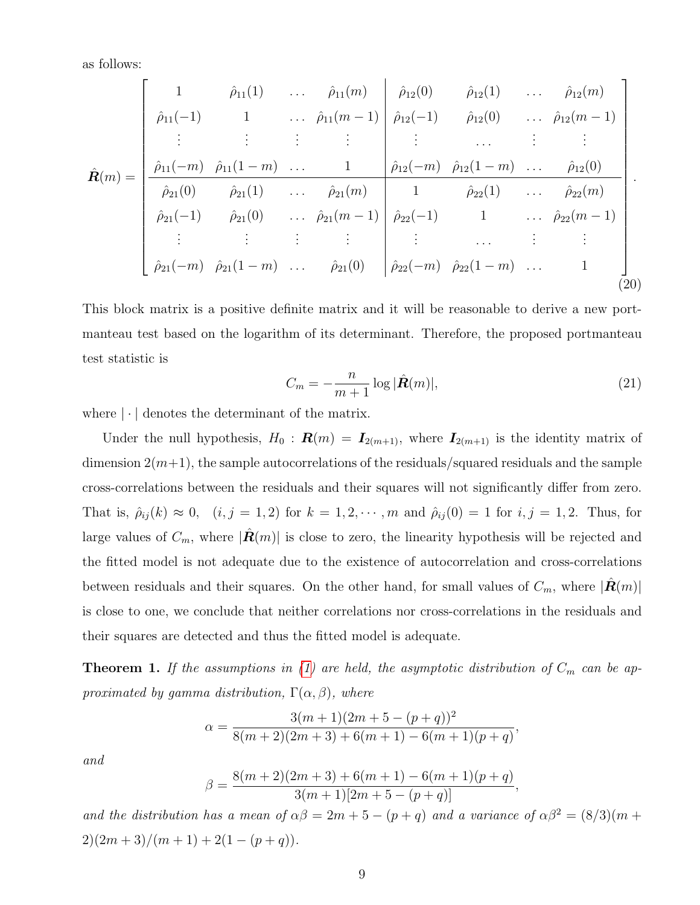as follows:

$$
\hat{\boldsymbol{R}}(m) = \left[\begin{array}{cccc|cccc}
1 & \hat{\rho}_{11}(1) & \dots & \hat{\rho}_{11}(m) & \hat{\rho}_{12}(0) & \hat{\rho}_{12}(1) & \dots & \hat{\rho}_{12}(m) \\
\hat{\rho}_{11}(-1) & 1 & \dots & \hat{\rho}_{11}(m-1) & \hat{\rho}_{12}(-1) & \hat{\rho}_{12}(0) & \dots & \hat{\rho}_{12}(m-1) \\
\vdots & \vdots & \vdots & \vdots & \vdots & \dots & \vdots & \vdots \\
\hat{\rho}_{11}(-m) & \hat{\rho}_{11}(1-m) & \dots & 1 & \hat{\rho}_{12}(-m) & \hat{\rho}_{12}(1-m) & \dots & \hat{\rho}_{12}(0) \\
\hline
\hat{\rho}_{21}(0) & \hat{\rho}_{21}(1) & \dots & \hat{\rho}_{21}(m) & 1 & \hat{\rho}_{22}(1) & \dots & \hat{\rho}_{22}(m) \\
\hat{\rho}_{21}(-1) & \hat{\rho}_{21}(0) & \dots & \hat{\rho}_{21}(m-1) & \hat{\rho}_{22}(-1) & 1 & \dots & \hat{\rho}_{22}(m-1) \\
\vdots & \vdots & \vdots & \vdots & \vdots & \dots & \vdots & \vdots \\
\hat{\rho}_{21}(-m) & \hat{\rho}_{21}(1-m) & \dots & \hat{\rho}_{21}(0) & \hat{\rho}_{22}(-m) & \hat{\rho}_{22}(1-m) & \dots & 1
\end{array}\right]. \tag{20}
$$

This block matrix is a positive definite matrix and it will be reasonable to derive a new portmanteau test based on the logarithm of its determinant. Therefore, the proposed portmanteau test statistic is

$$
C_m = -\frac{n}{m+1} \log |\hat{\boldsymbol{R}}(m)|, \tag{21}
$$

where $|\cdot|$ denotes the determinant of the matrix.

Under the null hypothesis, $H_0 : \boldsymbol{R}(m) = \boldsymbol{I}_{2(m+1)}$, where $\boldsymbol{I}_{2(m+1)}$ is the identity matrix of dimension $2(m+1)$, the sample autocorrelations of the residuals/squared residuals and the sample cross-correlations between the residuals and their squares will not significantly differ from zero. That is, $\hat{\rho}_{ij}(k) \approx 0, \quad (i, j = 1, 2)$ for $k = 1, 2, \cdots, m$ and $\hat{\rho}_{ij}(0) = 1$ for $i, j = 1, 2$. Thus, for large values of $C_m$, where $|\hat{\boldsymbol{R}}(m)|$ is close to zero, the linearity hypothesis will be rejected and the fitted model is not adequate due to the existence of autocorrelation and cross-correlations between residuals and their squares. On the other hand, for small values of $C_m$, where $|\hat{\boldsymbol{R}}(m)|$ is close to one, we conclude that neither correlations nor cross-correlations in the residuals and their squares are detected and thus the fitted model is adequate.

**Theorem 1.** *If the assumptions in (1) are held, the asymptotic distribution of $C_m$ can be approximated by gamma distribution, $\Gamma(\alpha, \beta)$, where*

$$
\alpha = \frac{3(m+1)(2m+5-(p+q))^2}{8(m+2)(2m+3)+6(m+1)-6(m+1)(p+q)},
$$

*and*

$$
\beta = \frac{8(m+2)(2m+3)+6(m+1)-6(m+1)(p+q)}{3(m+1)[2m+5-(p+q)]},
$$

*and the distribution has a mean of $\alpha\beta = 2m+5-(p+q)$ and a variance of $\alpha\beta^2 = (8/3)(m+2)(2m+3)/(m+1) + 2(1-(p+q))$.*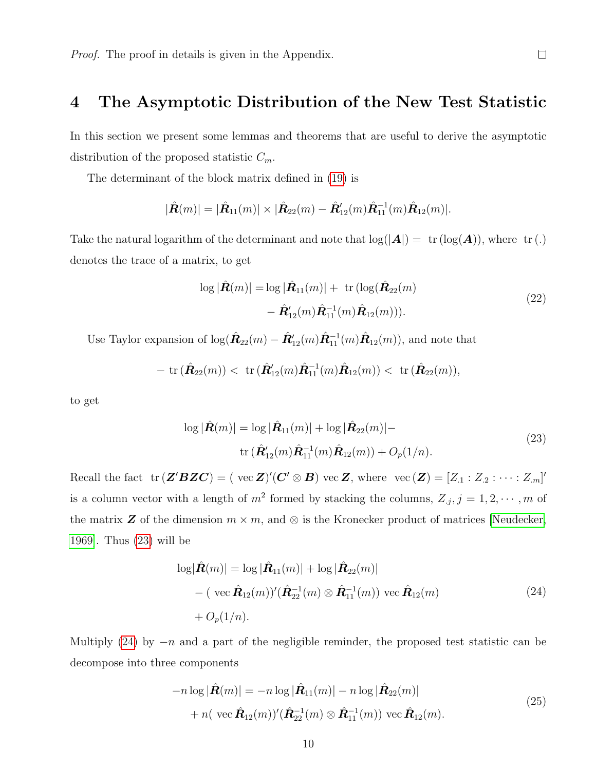*Proof.* The proof in details is given in the Appendix. □

# 4 The Asymptotic Distribution of the New Test Statistic

In this section we present some lemmas and theorems that are useful to derive the asymptotic distribution of the proposed statistic $C_m$.

The determinant of the block matrix defined in (19) is

$$|\hat{\boldsymbol{R}}(m)| = |\hat{\boldsymbol{R}}_{11}(m)| \times |\hat{\boldsymbol{R}}_{22}(m) - \hat{\boldsymbol{R}}'_{12}(m)\hat{\boldsymbol{R}}^{-1}_{11}(m)\hat{\boldsymbol{R}}_{12}(m)|.$$

Take the natural logarithm of the determinant and note that $\log(|\boldsymbol{A}|) = \text{tr}(\log(\boldsymbol{A}))$, where $\text{tr}(.)$ denotes the trace of a matrix, to get

$$\begin{aligned}\log|\hat{\boldsymbol{R}}(m)| = &\log|\hat{\boldsymbol{R}}_{11}(m)| + \text{tr}(\log(\hat{\boldsymbol{R}}_{22}(m) \\ &- \hat{\boldsymbol{R}}'_{12}(m)\hat{\boldsymbol{R}}^{-1}_{11}(m)\hat{\boldsymbol{R}}_{12}(m))).\end{aligned} \tag{22}$$

Use Taylor expansion of $\log(\hat{\boldsymbol{R}}_{22}(m) - \hat{\boldsymbol{R}}'_{12}(m)\hat{\boldsymbol{R}}^{-1}_{11}(m)\hat{\boldsymbol{R}}_{12}(m))$, and note that

$$-\text{tr}(\hat{\boldsymbol{R}}_{22}(m)) < \text{tr}(\hat{\boldsymbol{R}}'_{12}(m)\hat{\boldsymbol{R}}^{-1}_{11}(m)\hat{\boldsymbol{R}}_{12}(m)) < \text{tr}(\hat{\boldsymbol{R}}_{22}(m)),$$

to get

$$\begin{aligned}\log|\hat{\boldsymbol{R}}(m)| = &\log|\hat{\boldsymbol{R}}_{11}(m)| + \log|\hat{\boldsymbol{R}}_{22}(m)| - \\ &\text{tr}(\hat{\boldsymbol{R}}'_{12}(m)\hat{\boldsymbol{R}}^{-1}_{11}(m)\hat{\boldsymbol{R}}_{12}(m)) + O_p(1/n).\end{aligned} \tag{23}$$

Recall the fact $\text{tr}(\boldsymbol{Z}'\boldsymbol{B}\boldsymbol{Z}\boldsymbol{C}) = (\text{vec}\,\boldsymbol{Z})'(\boldsymbol{C}'\otimes\boldsymbol{B})\,\text{vec}\,\boldsymbol{Z}$, where $\text{vec}(\boldsymbol{Z}) = [Z_{.1} : Z_{.2} : \cdots : Z_{.m}]'$ is a column vector with a length of $m^2$ formed by stacking the columns, $Z_{.j}, j = 1, 2, \cdots, m$ of the matrix $\boldsymbol{Z}$ of the dimension $m \times m$, and $\otimes$ is the Kronecker product of matrices [Neudecker, 1969]. Thus (23) will be

$$\begin{aligned}\log|\hat{\boldsymbol{R}}(m)| = &\log|\hat{\boldsymbol{R}}_{11}(m)| + \log|\hat{\boldsymbol{R}}_{22}(m)| \\ &- (\text{vec}\,\hat{\boldsymbol{R}}_{12}(m))'(\hat{\boldsymbol{R}}^{-1}_{22}(m)\otimes\hat{\boldsymbol{R}}^{-1}_{11}(m))\,\text{vec}\,\hat{\boldsymbol{R}}_{12}(m) \\ &+ O_p(1/n).\end{aligned} \tag{24}$$

Multiply (24) by $-n$ and a part of the negligible reminder, the proposed test statistic can be decompose into three components

$$\begin{aligned}-n\log|\hat{\boldsymbol{R}}(m)| = &-n\log|\hat{\boldsymbol{R}}_{11}(m)| - n\log|\hat{\boldsymbol{R}}_{22}(m)| \\ &+ n(\text{vec}\,\hat{\boldsymbol{R}}_{12}(m))'(\hat{\boldsymbol{R}}^{-1}_{22}(m)\otimes\hat{\boldsymbol{R}}^{-1}_{11}(m))\,\text{vec}\,\hat{\boldsymbol{R}}_{12}(m).\end{aligned} \tag{25}$$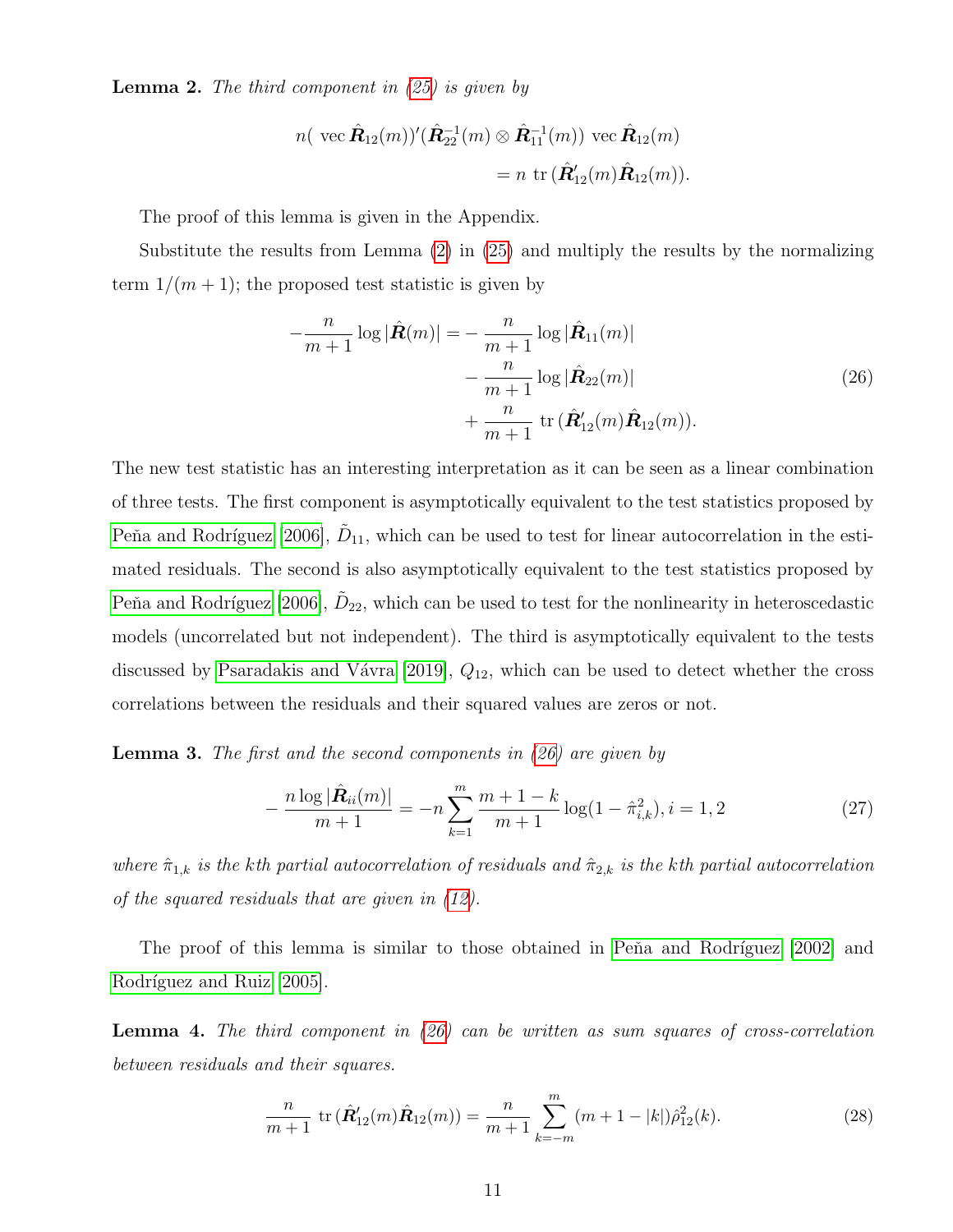**Lemma 2.** *The third component in (25) is given by*

$$n(\text{ vec}\,\hat{\boldsymbol{R}}_{12}(m))'(\hat{\boldsymbol{R}}_{22}^{-1}(m) \otimes \hat{\boldsymbol{R}}_{11}^{-1}(m))\text{ vec}\,\hat{\boldsymbol{R}}_{12}(m)$$
$$= n\text{ tr}\,(\hat{\boldsymbol{R}}_{12}'(m)\hat{\boldsymbol{R}}_{12}(m)).$$

The proof of this lemma is given in the Appendix.

Substitute the results from Lemma (2) in (25) and multiply the results by the normalizing term $1/(m+1)$; the proposed test statistic is given by

$$-\frac{n}{m+1}\log|\hat{\boldsymbol{R}}(m)| = -\frac{n}{m+1}\log|\hat{\boldsymbol{R}}_{11}(m)| - \frac{n}{m+1}\log|\hat{\boldsymbol{R}}_{22}(m)| + \frac{n}{m+1}\text{ tr}\,(\hat{\boldsymbol{R}}_{12}'(m)\hat{\boldsymbol{R}}_{12}(m)). \tag{26}$$

The new test statistic has an interesting interpretation as it can be seen as a linear combination of three tests. The first component is asymptotically equivalent to the test statistics proposed by Peňa and Rodríguez [2006], $\tilde{D}_{11}$, which can be used to test for linear autocorrelation in the estimated residuals. The second is also asymptotically equivalent to the test statistics proposed by Peňa and Rodríguez [2006], $\tilde{D}_{22}$, which can be used to test for the nonlinearity in heteroscedastic models (uncorrelated but not independent). The third is asymptotically equivalent to the tests discussed by Psaradakis and Vávra [2019], $Q_{12}$, which can be used to detect whether the cross correlations between the residuals and their squared values are zeros or not.

**Lemma 3.** *The first and the second components in (26) are given by*

$$-\frac{n\log|\hat{\boldsymbol{R}}_{ii}(m)|}{m+1} = -n\sum_{k=1}^{m}\frac{m+1-k}{m+1}\log(1-\hat{\pi}_{i,k}^2), i = 1, 2 \tag{27}$$

*where $\hat{\pi}_{1,k}$ is the kth partial autocorrelation of residuals and $\hat{\pi}_{2,k}$ is the kth partial autocorrelation of the squared residuals that are given in (12).*

The proof of this lemma is similar to those obtained in Peňa and Rodríguez [2002] and Rodríguez and Ruiz [2005].

**Lemma 4.** *The third component in (26) can be written as sum squares of cross-correlation between residuals and their squares.*

$$\frac{n}{m+1}\text{ tr}\,(\hat{\boldsymbol{R}}_{12}'(m)\hat{\boldsymbol{R}}_{12}(m)) = \frac{n}{m+1}\sum_{k=-m}^{m}(m+1-|k|)\hat{\rho}_{12}^2(k). \tag{28}$$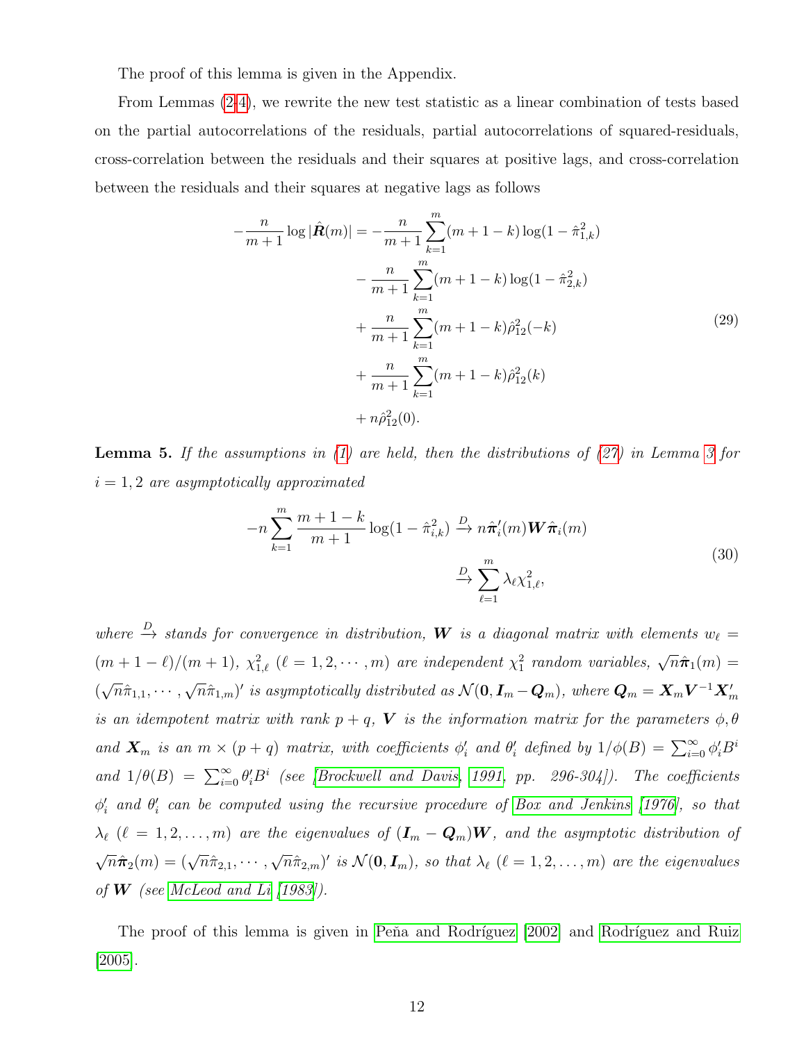The proof of this lemma is given in the Appendix.

From Lemmas (2-4), we rewrite the new test statistic as a linear combination of tests based on the partial autocorrelations of the residuals, partial autocorrelations of squared-residuals, cross-correlation between the residuals and their squares at positive lags, and cross-correlation between the residuals and their squares at negative lags as follows

$$
\begin{aligned}
-\frac{n}{m+1}\log|\hat{\boldsymbol{R}}(m)| = &-\frac{n}{m+1}\sum_{k=1}^{m}(m+1-k)\log(1-\hat{\pi}_{1,k}^2) \\
&-\frac{n}{m+1}\sum_{k=1}^{m}(m+1-k)\log(1-\hat{\pi}_{2,k}^2) \\
&+\frac{n}{m+1}\sum_{k=1}^{m}(m+1-k)\hat{\rho}_{12}^2(-k) \\
&+\frac{n}{m+1}\sum_{k=1}^{m}(m+1-k)\hat{\rho}_{12}^2(k) \\
&+n\hat{\rho}_{12}^2(0).
\end{aligned}
\tag{29}
$$

**Lemma 5.** *If the assumptions in (1) are held, then the distributions of (27) in Lemma 3 for $i = 1, 2$ are asymptotically approximated*

$$
\begin{aligned}
-n\sum_{k=1}^{m}\frac{m+1-k}{m+1}\log(1-\hat{\pi}_{i,k}^2) &\xrightarrow{D} n\hat{\boldsymbol{\pi}}_i'(m)\boldsymbol{W}\hat{\boldsymbol{\pi}}_i(m) \\
&\xrightarrow{D} \sum_{\ell=1}^{m}\lambda_\ell\chi_{1,\ell}^2,
\end{aligned}
\tag{30}
$$

*where $\xrightarrow{D}$ stands for convergence in distribution, $\boldsymbol{W}$ is a diagonal matrix with elements $w_\ell = (m+1-\ell)/(m+1)$, $\chi_{1,\ell}^2$ $(\ell = 1, 2, \cdots, m)$ are independent $\chi_1^2$ random variables, $\sqrt{n}\hat{\boldsymbol{\pi}}_1(m) = (\sqrt{n}\hat{\pi}_{1,1}, \cdots, \sqrt{n}\hat{\pi}_{1,m})'$ is asymptotically distributed as $\mathcal{N}(\boldsymbol{0}, \boldsymbol{I}_m - \boldsymbol{Q}_m)$, where $\boldsymbol{Q}_m = \boldsymbol{X}_m\boldsymbol{V}^{-1}\boldsymbol{X}_m'$ is an idempotent matrix with rank $p+q$, $\boldsymbol{V}$ is the information matrix for the parameters $\phi, \theta$ and $\boldsymbol{X}_m$ is an $m \times (p+q)$ matrix, with coefficients $\phi_i'$ and $\theta_i'$ defined by $1/\phi(B) = \sum_{i=0}^{\infty}\phi_i'B^i$ and $1/\theta(B) = \sum_{i=0}^{\infty}\theta_i'B^i$ (see [Brockwell and Davis, 1991, pp. 296-304]). The coefficients $\phi_i'$ and $\theta_i'$ can be computed using the recursive procedure of Box and Jenkins [1976], so that $\lambda_\ell$ $(\ell = 1, 2, \ldots, m)$ are the eigenvalues of $(\boldsymbol{I}_m - \boldsymbol{Q}_m)\boldsymbol{W}$, and the asymptotic distribution of $\sqrt{n}\hat{\boldsymbol{\pi}}_2(m) = (\sqrt{n}\hat{\pi}_{2,1}, \cdots, \sqrt{n}\hat{\pi}_{2,m})'$ is $\mathcal{N}(\boldsymbol{0}, \boldsymbol{I}_m)$, so that $\lambda_\ell$ $(\ell = 1, 2, \ldots, m)$ are the eigenvalues of $\boldsymbol{W}$ (see McLeod and Li [1983]).*

The proof of this lemma is given in Peña and Rodríguez [2002] and Rodríguez and Ruiz [2005].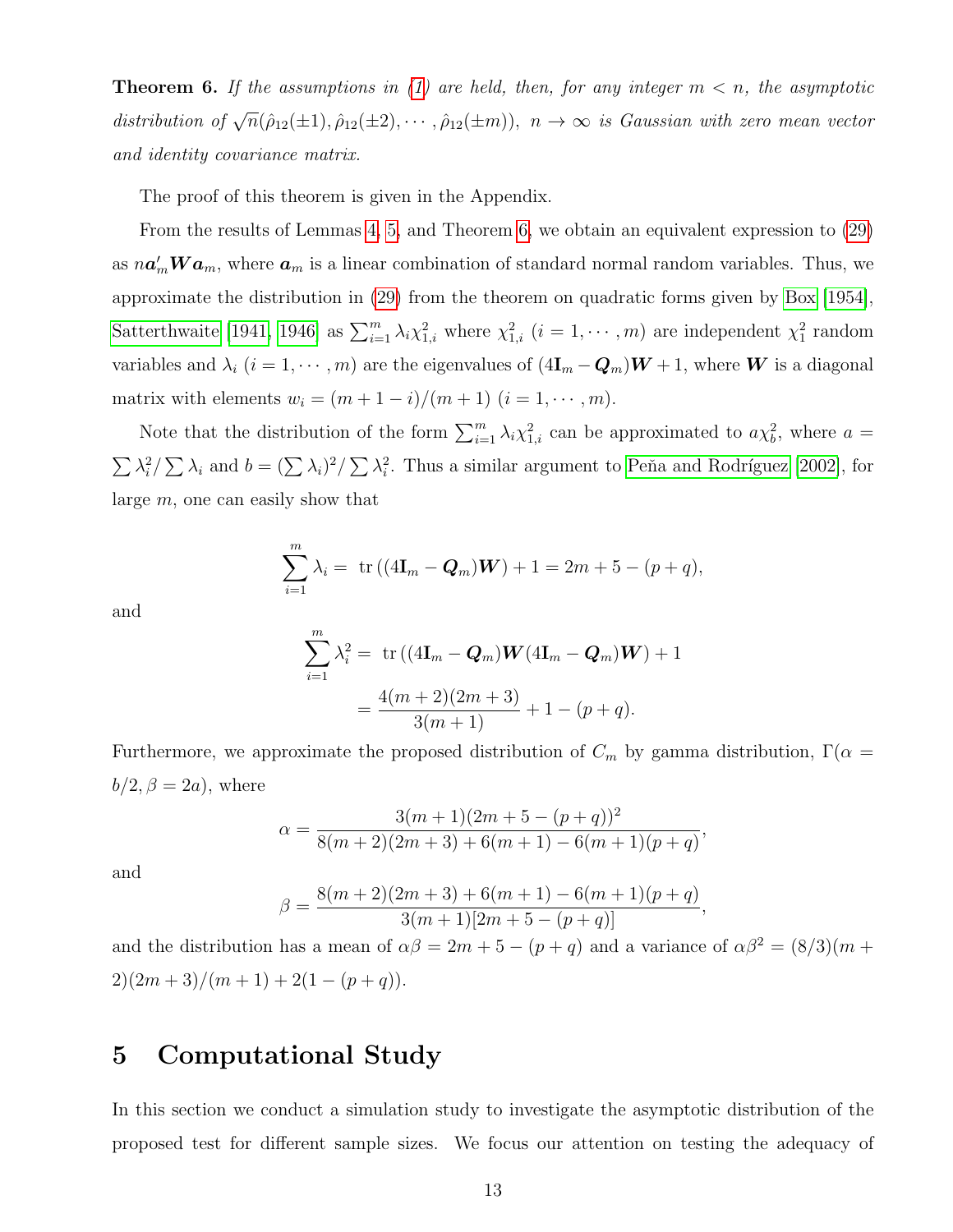**Theorem 6.** *If the assumptions in (1) are held, then, for any integer $m < n$, the asymptotic distribution of $\sqrt{n}(\hat{\rho}_{12}(\pm 1), \hat{\rho}_{12}(\pm 2), \cdots, \hat{\rho}_{12}(\pm m)),\ n \to \infty$ is Gaussian with zero mean vector and identity covariance matrix.*

The proof of this theorem is given in the Appendix.

From the results of Lemmas 4, 5, and Theorem 6, we obtain an equivalent expression to (29) as $n\boldsymbol{a}_m' \boldsymbol{W} \boldsymbol{a}_m$, where $\boldsymbol{a}_m$ is a linear combination of standard normal random variables. Thus, we approximate the distribution in (29) from the theorem on quadratic forms given by Box [1954], Satterthwaite [1941, 1946] as $\sum_{i=1}^{m} \lambda_i \chi^2_{1,i}$ where $\chi^2_{1,i}$ $(i = 1, \cdots, m)$ are independent $\chi^2_1$ random variables and $\lambda_i$ $(i = 1, \cdots, m)$ are the eigenvalues of $(4\mathbf{I}_m - \boldsymbol{Q}_m)\boldsymbol{W} + 1$, where $\boldsymbol{W}$ is a diagonal matrix with elements $w_i = (m + 1 - i)/(m + 1)$ $(i = 1, \cdots, m)$.

Note that the distribution of the form $\sum_{i=1}^{m} \lambda_i \chi^2_{1,i}$ can be approximated to $a\chi^2_b$, where $a = \sum \lambda_i^2 / \sum \lambda_i$ and $b = (\sum \lambda_i)^2 / \sum \lambda_i^2$. Thus a similar argument to Peña and Rodríguez [2002], for large $m$, one can easily show that

$$\sum_{i=1}^{m} \lambda_i = \text{ tr}\left((4\mathbf{I}_m - \boldsymbol{Q}_m)\boldsymbol{W}\right) + 1 = 2m + 5 - (p + q),$$

and

$$\begin{aligned}\sum_{i=1}^{m} \lambda_i^2 &= \text{ tr}\left((4\mathbf{I}_m - \boldsymbol{Q}_m)\boldsymbol{W}(4\mathbf{I}_m - \boldsymbol{Q}_m)\boldsymbol{W}\right) + 1 \\ &= \frac{4(m+2)(2m+3)}{3(m+1)} + 1 - (p+q).\end{aligned}$$

Furthermore, we approximate the proposed distribution of $C_m$ by gamma distribution, $\Gamma(\alpha = b/2, \beta = 2a)$, where

$$\alpha = \frac{3(m+1)(2m+5-(p+q))^2}{8(m+2)(2m+3) + 6(m+1) - 6(m+1)(p+q)},$$

and

$$\beta = \frac{8(m+2)(2m+3) + 6(m+1) - 6(m+1)(p+q)}{3(m+1)[2m+5-(p+q)]},$$

and the distribution has a mean of $\alpha\beta = 2m + 5 - (p + q)$ and a variance of $\alpha\beta^2 = (8/3)(m + 2)(2m + 3)/(m + 1) + 2(1 - (p + q))$.

# 5 Computational Study

In this section we conduct a simulation study to investigate the asymptotic distribution of the proposed test for different sample sizes. We focus our attention on testing the adequacy of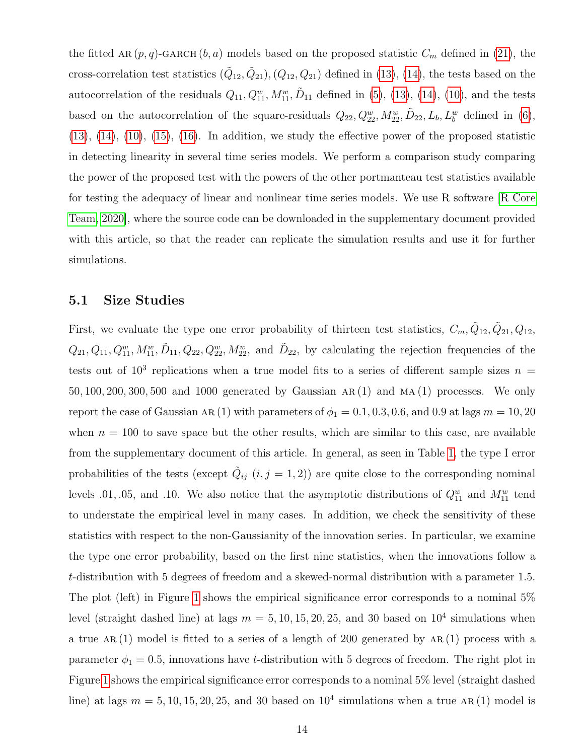the fitted AR $(p,q)$-GARCH $(b,a)$ models based on the proposed statistic $C_m$ defined in (21), the cross-correlation test statistics $(\tilde{Q}_{12}, \tilde{Q}_{21}), (Q_{12}, Q_{21})$ defined in (13), (14), the tests based on the autocorrelation of the residuals $Q_{11}, Q_{11}^w, M_{11}^w, \tilde{D}_{11}$ defined in (5), (13), (14), (10), and the tests based on the autocorrelation of the square-residuals $Q_{22}, Q_{22}^w, M_{22}^w, \tilde{D}_{22}, L_b, L_b^w$ defined in (6), (13), (14), (10), (15), (16). In addition, we study the effective power of the proposed statistic in detecting linearity in several time series models. We perform a comparison study comparing the power of the proposed test with the powers of the other portmanteau test statistics available for testing the adequacy of linear and nonlinear time series models. We use R software [R Core Team, 2020], where the source code can be downloaded in the supplementary document provided with this article, so that the reader can replicate the simulation results and use it for further simulations.

### 5.1 Size Studies

First, we evaluate the type one error probability of thirteen test statistics, $C_m, \tilde{Q}_{12}, \tilde{Q}_{21}, Q_{12}, Q_{21}, Q_{11}, Q_{11}^w, M_{11}^w, \tilde{D}_{11}, Q_{22}, Q_{22}^w, M_{22}^w$, and $\tilde{D}_{22}$, by calculating the rejection frequencies of the tests out of $10^3$ replications when a true model fits to a series of different sample sizes $n = 50, 100, 200, 300, 500$ and $1000$ generated by Gaussian AR $(1)$ and MA $(1)$ processes. We only report the case of Gaussian AR $(1)$ with parameters of $\phi_1 = 0.1, 0.3, 0.6$, and $0.9$ at lags $m = 10, 20$ when $n = 100$ to save space but the other results, which are similar to this case, are available from the supplementary document of this article. In general, as seen in Table 1, the type I error probabilities of the tests (except $\tilde{Q}_{ij}$ $(i,j = 1,2)$) are quite close to the corresponding nominal levels .01, .05, and .10. We also notice that the asymptotic distributions of $Q_{11}^w$ and $M_{11}^w$ tend to understate the empirical level in many cases. In addition, we check the sensitivity of these statistics with respect to the non-Gaussianity of the innovation series. In particular, we examine the type one error probability, based on the first nine statistics, when the innovations follow a $t$-distribution with 5 degrees of freedom and a skewed-normal distribution with a parameter 1.5. The plot (left) in Figure 1 shows the empirical significance error corresponds to a nominal 5% level (straight dashed line) at lags $m = 5, 10, 15, 20, 25$, and $30$ based on $10^4$ simulations when a true AR $(1)$ model is fitted to a series of a length of 200 generated by AR $(1)$ process with a parameter $\phi_1 = 0.5$, innovations have $t$-distribution with 5 degrees of freedom. The right plot in Figure 1 shows the empirical significance error corresponds to a nominal 5% level (straight dashed line) at lags $m = 5, 10, 15, 20, 25$, and $30$ based on $10^4$ simulations when a true AR $(1)$ model is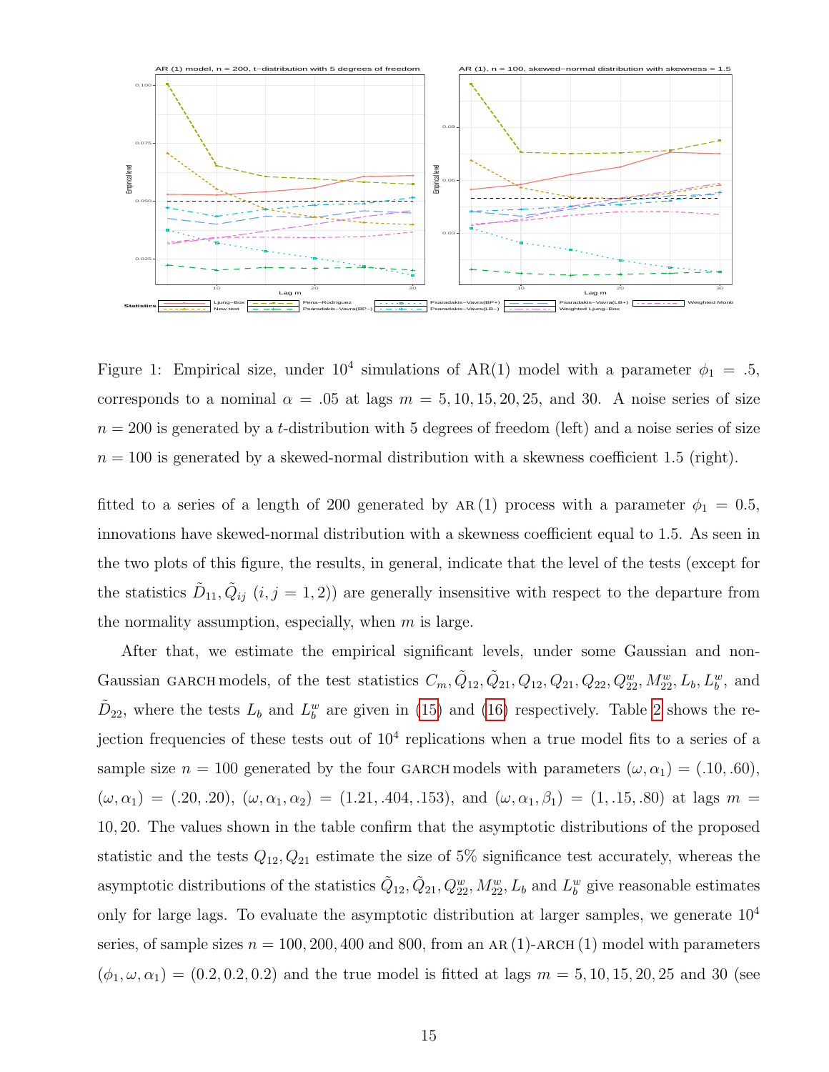Figure 1: Empirical size, under $10^4$ simulations of AR(1) model with a parameter $\phi_1 = .5$, corresponds to a nominal $\alpha = .05$ at lags $m = 5, 10, 15, 20, 25$, and 30. A noise series of size $n = 200$ is generated by a $t$-distribution with 5 degrees of freedom (left) and a noise series of size $n = 100$ is generated by a skewed-normal distribution with a skewness coefficient 1.5 (right).

fitted to a series of a length of 200 generated by AR(1) process with a parameter $\phi_1 = 0.5$, innovations have skewed-normal distribution with a skewness coefficient equal to 1.5. As seen in the two plots of this figure, the results, in general, indicate that the level of the tests (except for the statistics $\tilde{D}_{11}, \tilde{Q}_{ij}$ $(i, j = 1, 2)$) are generally insensitive with respect to the departure from the normality assumption, especially, when $m$ is large.

After that, we estimate the empirical significant levels, under some Gaussian and non-Gaussian GARCH models, of the test statistics $C_m, \tilde{Q}_{12}, \tilde{Q}_{21}, Q_{12}, Q_{21}, Q_{22}, Q_{22}^{w}, M_{22}^{w}, L_b, L_b^{w}$, and $\tilde{D}_{22}$, where the tests $L_b$ and $L_b^{w}$ are given in (15) and (16) respectively. Table 2 shows the rejection frequencies of these tests out of $10^4$ replications when a true model fits to a series of a sample size $n = 100$ generated by the four GARCH models with parameters $(\omega, \alpha_1) = (.10, .60)$, $(\omega, \alpha_1) = (.20, .20)$, $(\omega, \alpha_1, \alpha_2) = (1.21, .404, .153)$, and $(\omega, \alpha_1, \beta_1) = (1, .15, .80)$ at lags $m = 10, 20$. The values shown in the table confirm that the asymptotic distributions of the proposed statistic and the tests $Q_{12}, Q_{21}$ estimate the size of 5% significance test accurately, whereas the asymptotic distributions of the statistics $\tilde{Q}_{12}, \tilde{Q}_{21}, Q_{22}^{w}, M_{22}^{w}, L_b$ and $L_b^{w}$ give reasonable estimates only for large lags. To evaluate the asymptotic distribution at larger samples, we generate $10^4$ series, of sample sizes $n = 100, 200, 400$ and 800, from an AR(1)-ARCH(1) model with parameters $(\phi_1, \omega, \alpha_1) = (0.2, 0.2, 0.2)$ and the true model is fitted at lags $m = 5, 10, 15, 20, 25$ and 30 (see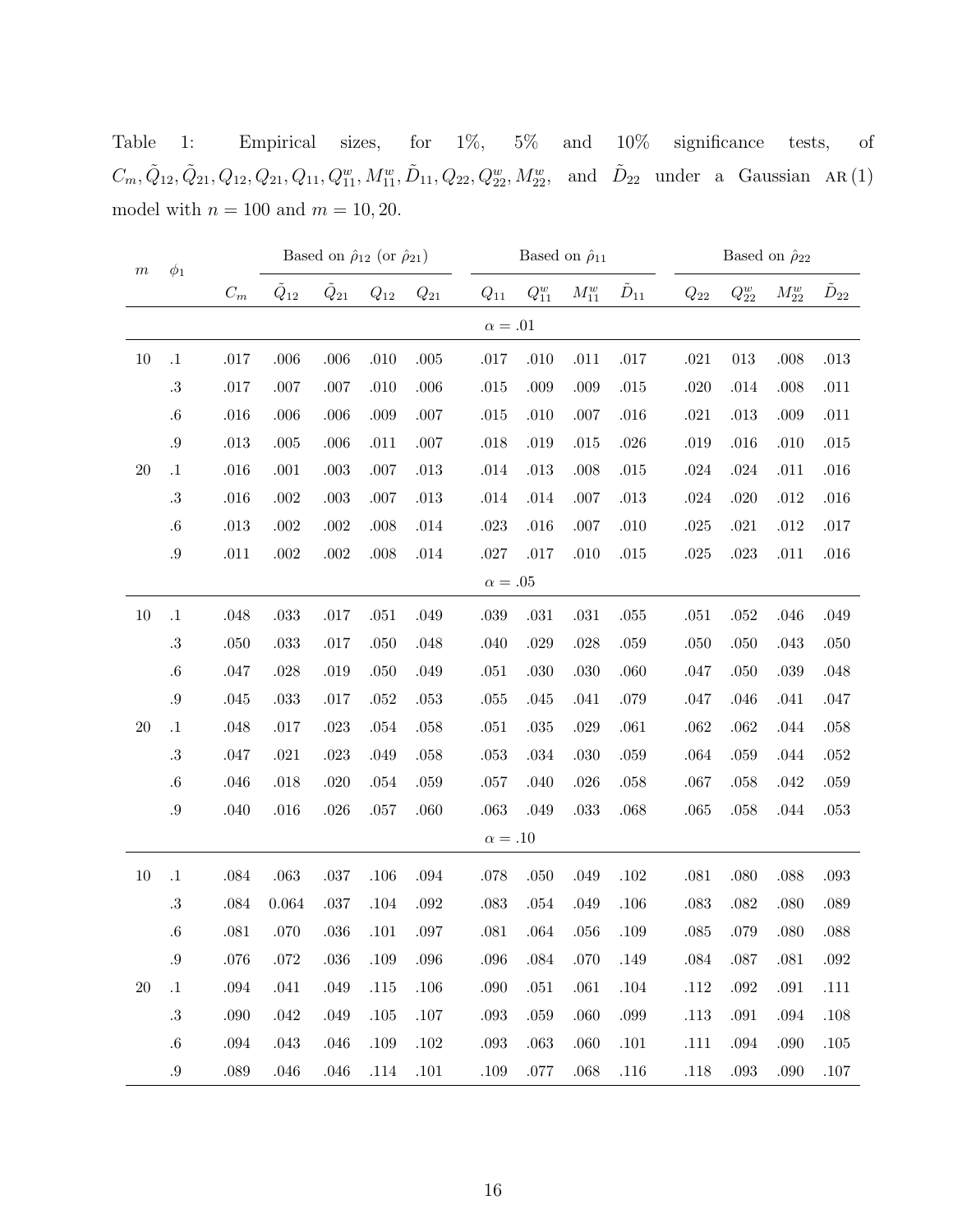Table 1: Empirical sizes, for 1%, 5% and 10% significance tests, of $C_m, \tilde{Q}_{12}, \tilde{Q}_{21}, Q_{12}, Q_{21}, Q_{11}, Q_{11}^w, M_{11}^w, \tilde{D}_{11}, Q_{22}, Q_{22}^w, M_{22}^w,$ and $\tilde{D}_{22}$ under a Gaussian AR(1) model with $n = 100$ and $m = 10, 20$.

| $m$ | $\phi_1$ | | Based on $\hat{\rho}_{12}$ (or $\hat{\rho}_{21}$) | | | | Based on $\hat{\rho}_{11}$ | | | | Based on $\hat{\rho}_{22}$ | | | |
|---|---|---|---|---|---|---|---|---|---|---|---|---|---|---|
| | | $C_m$ | $\tilde{Q}_{12}$ | $\tilde{Q}_{21}$ | $Q_{12}$ | $Q_{21}$ | $Q_{11}$ | $Q_{11}^w$ | $M_{11}^w$ | $\tilde{D}_{11}$ | $Q_{22}$ | $Q_{22}^w$ | $M_{22}^w$ | $\tilde{D}_{22}$ |
| | | | | | | | $\alpha = .01$ | | | | | | | |
| 10 | .1 | .017 | .006 | .006 | .010 | .005 | .017 | .010 | .011 | .017 | .021 | 013 | .008 | .013 |
| | .3 | .017 | .007 | .007 | .010 | .006 | .015 | .009 | .009 | .015 | .020 | .014 | .008 | .011 |
| | .6 | .016 | .006 | .006 | .009 | .007 | .015 | .010 | .007 | .016 | .021 | .013 | .009 | .011 |
| | .9 | .013 | .005 | .006 | .011 | .007 | .018 | .019 | .015 | .026 | .019 | .016 | .010 | .015 |
| 20 | .1 | .016 | .001 | .003 | .007 | .013 | .014 | .013 | .008 | .015 | .024 | .024 | .011 | .016 |
| | .3 | .016 | .002 | .003 | .007 | .013 | .014 | .014 | .007 | .013 | .024 | .020 | .012 | .016 |
| | .6 | .013 | .002 | .002 | .008 | .014 | .023 | .016 | .007 | .010 | .025 | .021 | .012 | .017 |
| | .9 | .011 | .002 | .002 | .008 | .014 | .027 | .017 | .010 | .015 | .025 | .023 | .011 | .016 |
| | | | | | | | $\alpha = .05$ | | | | | | | |
| 10 | .1 | .048 | .033 | .017 | .051 | .049 | .039 | .031 | .031 | .055 | .051 | .052 | .046 | .049 |
| | .3 | .050 | .033 | .017 | .050 | .048 | .040 | .029 | .028 | .059 | .050 | .050 | .043 | .050 |
| | .6 | .047 | .028 | .019 | .050 | .049 | .051 | .030 | .030 | .060 | .047 | .050 | .039 | .048 |
| | .9 | .045 | .033 | .017 | .052 | .053 | .055 | .045 | .041 | .079 | .047 | .046 | .041 | .047 |
| 20 | .1 | .048 | .017 | .023 | .054 | .058 | .051 | .035 | .029 | .061 | .062 | .062 | .044 | .058 |
| | .3 | .047 | .021 | .023 | .049 | .058 | .053 | .034 | .030 | .059 | .064 | .059 | .044 | .052 |
| | .6 | .046 | .018 | .020 | .054 | .059 | .057 | .040 | .026 | .058 | .067 | .058 | .042 | .059 |
| | .9 | .040 | .016 | .026 | .057 | .060 | .063 | .049 | .033 | .068 | .065 | .058 | .044 | .053 |
| | | | | | | | $\alpha = .10$ | | | | | | | |
| 10 | .1 | .084 | .063 | .037 | .106 | .094 | .078 | .050 | .049 | .102 | .081 | .080 | .088 | .093 |
| | .3 | .084 | 0.064 | .037 | .104 | .092 | .083 | .054 | .049 | .106 | .083 | .082 | .080 | .089 |
| | .6 | .081 | .070 | .036 | .101 | .097 | .081 | .064 | .056 | .109 | .085 | .079 | .080 | .088 |
| | .9 | .076 | .072 | .036 | .109 | .096 | .096 | .084 | .070 | .149 | .084 | .087 | .081 | .092 |
| 20 | .1 | .094 | .041 | .049 | .115 | .106 | .090 | .051 | .061 | .104 | .112 | .092 | .091 | .111 |
| | .3 | .090 | .042 | .049 | .105 | .107 | .093 | .059 | .060 | .099 | .113 | .091 | .094 | .108 |
| | .6 | .094 | .043 | .046 | .109 | .102 | .093 | .063 | .060 | .101 | .111 | .094 | .090 | .105 |
| | .9 | .089 | .046 | .046 | .114 | .101 | .109 | .077 | .068 | .116 | .118 | .093 | .090 | .107 |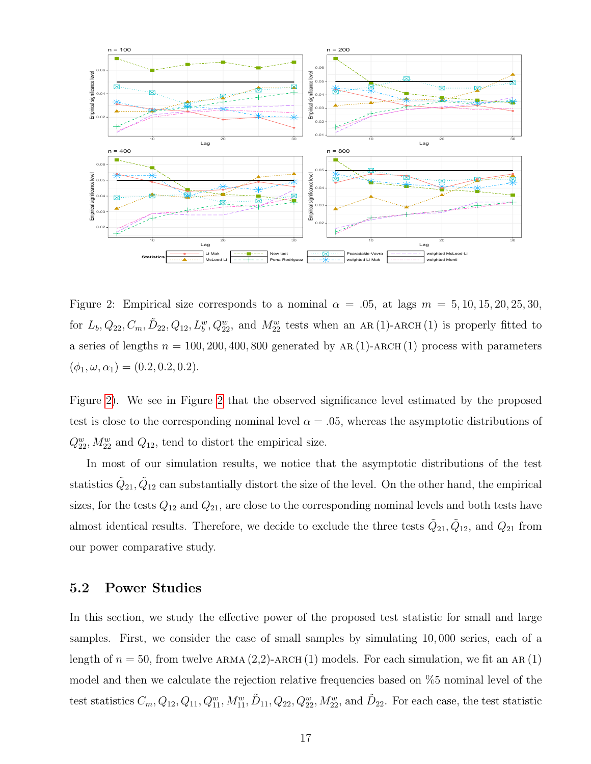Figure 2: Empirical size corresponds to a nominal $\alpha = .05$, at lags $m = 5, 10, 15, 20, 25, 30$, for $L_b, Q_{22}, C_m, \tilde{D}_{22}, Q_{12}, L_b^w, Q_{22}^w$, and $M_{22}^w$ tests when an AR (1)-ARCH (1) is properly fitted to a series of lengths $n = 100, 200, 400, 800$ generated by AR (1)-ARCH (1) process with parameters $(\phi_1, \omega, \alpha_1) = (0.2, 0.2, 0.2)$.

Figure 2). We see in Figure 2 that the observed significance level estimated by the proposed test is close to the corresponding nominal level $\alpha = .05$, whereas the asymptotic distributions of $Q_{22}^w, M_{22}^w$ and $Q_{12}$, tend to distort the empirical size.

In most of our simulation results, we notice that the asymptotic distributions of the test statistics $\tilde{Q}_{21}, \tilde{Q}_{12}$ can substantially distort the size of the level. On the other hand, the empirical sizes, for the tests $Q_{12}$ and $Q_{21}$, are close to the corresponding nominal levels and both tests have almost identical results. Therefore, we decide to exclude the three tests $\tilde{Q}_{21}, \tilde{Q}_{12}$, and $Q_{21}$ from our power comparative study.

## 5.2 Power Studies

In this section, we study the effective power of the proposed test statistic for small and large samples. First, we consider the case of small samples by simulating 10,000 series, each of a length of $n = 50$, from twelve ARMA (2,2)-ARCH (1) models. For each simulation, we fit an AR (1) model and then we calculate the rejection relative frequencies based on %5 nominal level of the test statistics $C_m, Q_{12}, Q_{11}, Q_{11}^w, M_{11}^w, \tilde{D}_{11}, Q_{22}, Q_{22}^w, M_{22}^w$, and $\tilde{D}_{22}$. For each case, the test statistic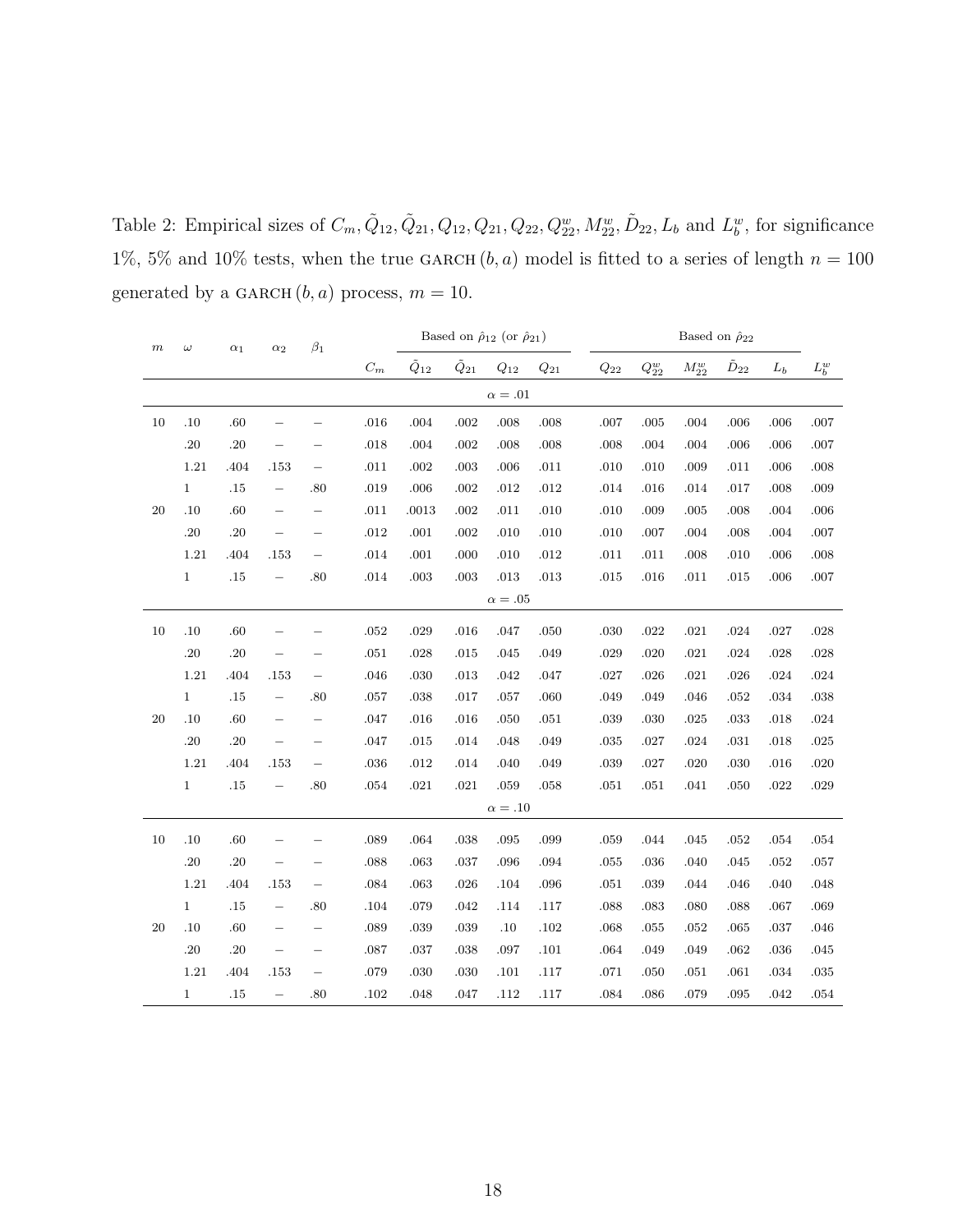Table 2: Empirical sizes of $C_m, \tilde{Q}_{12}, \tilde{Q}_{21}, Q_{12}, Q_{21}, Q_{22}, Q_{22}^w, M_{22}^w, \tilde{D}_{22}, L_b$ and $L_b^w$, for significance 1%, 5% and 10% tests, when the true GARCH $(b, a)$ model is fitted to a series of length $n = 100$ generated by a GARCH $(b, a)$ process, $m = 10$.

| $m$ | $\omega$ | $\alpha_1$ | $\alpha_2$ | $\beta_1$ | | Based on $\hat{\rho}_{12}$ (or $\hat{\rho}_{21}$) | | | | Based on $\hat{\rho}_{22}$ | | | | | |
|---|---|---|---|---|---|---|---|---|---|---|---|---|---|---|---|
| | | | | | $C_m$ | $\tilde{Q}_{12}$ | $\tilde{Q}_{21}$ | $Q_{12}$ | $Q_{21}$ | $Q_{22}$ | $Q_{22}^w$ | $M_{22}^w$ | $\tilde{D}_{22}$ | $L_b$ | $L_b^w$ |
| | | | | | | | | $\alpha = .01$ | | | | | | | |
| 10 | .10 | .60 | – | – | .016 | .004 | .002 | .008 | .008 | .007 | .005 | .004 | .006 | .006 | .007 |
| | .20 | .20 | – | – | .018 | .004 | .002 | .008 | .008 | .008 | .004 | .004 | .006 | .006 | .007 |
| | 1.21 | .404 | .153 | – | .011 | .002 | .003 | .006 | .011 | .010 | .010 | .009 | .011 | .006 | .008 |
| | 1 | .15 | – | .80 | .019 | .006 | .002 | .012 | .012 | .014 | .016 | .014 | .017 | .008 | .009 |
| 20 | .10 | .60 | – | – | .011 | .0013 | .002 | .011 | .010 | .010 | .009 | .005 | .008 | .004 | .006 |
| | .20 | .20 | – | – | .012 | .001 | .002 | .010 | .010 | .010 | .007 | .004 | .008 | .004 | .007 |
| | 1.21 | .404 | .153 | – | .014 | .001 | .000 | .010 | .012 | .011 | .011 | .008 | .010 | .006 | .008 |
| | 1 | .15 | – | .80 | .014 | .003 | .003 | .013 | .013 | .015 | .016 | .011 | .015 | .006 | .007 |
| | | | | | | | | $\alpha = .05$ | | | | | | | |
| 10 | .10 | .60 | – | – | .052 | .029 | .016 | .047 | .050 | .030 | .022 | .021 | .024 | .027 | .028 |
| | .20 | .20 | – | – | .051 | .028 | .015 | .045 | .049 | .029 | .020 | .021 | .024 | .028 | .028 |
| | 1.21 | .404 | .153 | – | .046 | .030 | .013 | .042 | .047 | .027 | .026 | .021 | .026 | .024 | .024 |
| | 1 | .15 | – | .80 | .057 | .038 | .017 | .057 | .060 | .049 | .049 | .046 | .052 | .034 | .038 |
| 20 | .10 | .60 | – | – | .047 | .016 | .016 | .050 | .051 | .039 | .030 | .025 | .033 | .018 | .024 |
| | .20 | .20 | – | – | .047 | .015 | .014 | .048 | .049 | .035 | .027 | .024 | .031 | .018 | .025 |
| | 1.21 | .404 | .153 | – | .036 | .012 | .014 | .040 | .049 | .039 | .027 | .020 | .030 | .016 | .020 |
| | 1 | .15 | – | .80 | .054 | .021 | .021 | .059 | .058 | .051 | .051 | .041 | .050 | .022 | .029 |
| | | | | | | | | $\alpha = .10$ | | | | | | | |
| 10 | .10 | .60 | – | – | .089 | .064 | .038 | .095 | .099 | .059 | .044 | .045 | .052 | .054 | .054 |
| | .20 | .20 | – | – | .088 | .063 | .037 | .096 | .094 | .055 | .036 | .040 | .045 | .052 | .057 |
| | 1.21 | .404 | .153 | – | .084 | .063 | .026 | .104 | .096 | .051 | .039 | .044 | .046 | .040 | .048 |
| | 1 | .15 | – | .80 | .104 | .079 | .042 | .114 | .117 | .088 | .083 | .080 | .088 | .067 | .069 |
| 20 | .10 | .60 | – | – | .089 | .039 | .039 | .10 | .102 | .068 | .055 | .052 | .065 | .037 | .046 |
| | .20 | .20 | – | – | .087 | .037 | .038 | .097 | .101 | .064 | .049 | .049 | .062 | .036 | .045 |
| | 1.21 | .404 | .153 | – | .079 | .030 | .030 | .101 | .117 | .071 | .050 | .051 | .061 | .034 | .035 |
| | 1 | .15 | – | .80 | .102 | .048 | .047 | .112 | .117 | .084 | .086 | .079 | .095 | .042 | .054 |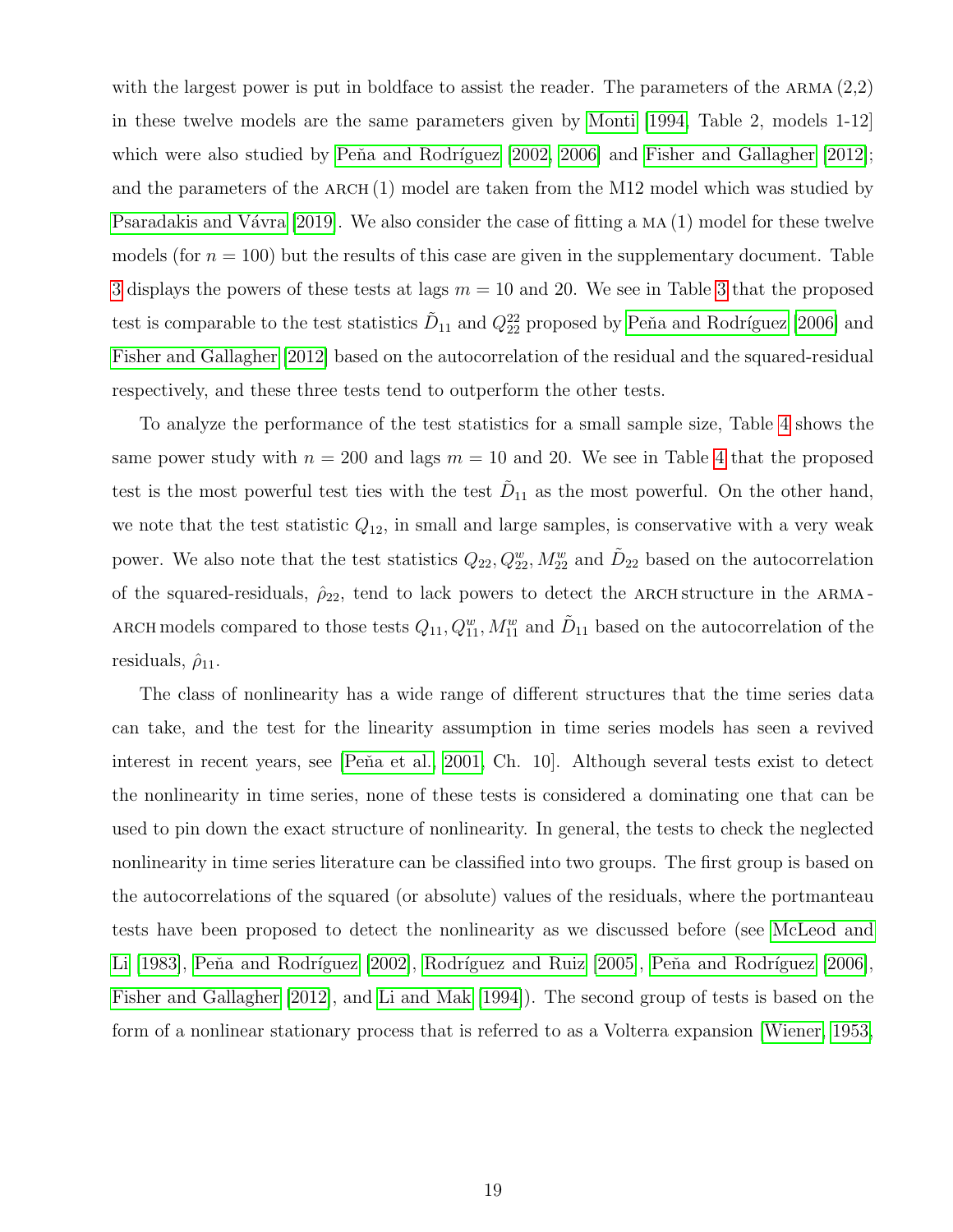with the largest power is put in boldface to assist the reader. The parameters of the ARMA (2,2) in these twelve models are the same parameters given by Monti [1994, Table 2, models 1-12] which were also studied by Peña and Rodríguez [2002, 2006] and Fisher and Gallagher [2012]; and the parameters of the ARCH (1) model are taken from the M12 model which was studied by Psaradakis and Vávra [2019]. We also consider the case of fitting a MA (1) model for these twelve models (for $n = 100$) but the results of this case are given in the supplementary document. Table 3 displays the powers of these tests at lags $m = 10$ and 20. We see in Table 3 that the proposed test is comparable to the test statistics $\tilde{D}_{11}$ and $Q^{22}_{22}$ proposed by Peña and Rodríguez [2006] and Fisher and Gallagher [2012] based on the autocorrelation of the residual and the squared-residual respectively, and these three tests tend to outperform the other tests.

To analyze the performance of the test statistics for a small sample size, Table 4 shows the same power study with $n = 200$ and lags $m = 10$ and 20. We see in Table 4 that the proposed test is the most powerful test ties with the test $\tilde{D}_{11}$ as the most powerful. On the other hand, we note that the test statistic $Q_{12}$, in small and large samples, is conservative with a very weak power. We also note that the test statistics $Q_{22}, Q^{w}_{22}, M^{w}_{22}$ and $\tilde{D}_{22}$ based on the autocorrelation of the squared-residuals, $\hat{\rho}_{22}$, tend to lack powers to detect the ARCH structure in the ARMA-ARCH models compared to those tests $Q_{11}, Q^{w}_{11}, M^{w}_{11}$ and $\tilde{D}_{11}$ based on the autocorrelation of the residuals, $\hat{\rho}_{11}$.

The class of nonlinearity has a wide range of different structures that the time series data can take, and the test for the linearity assumption in time series models has seen a revived interest in recent years, see [Peña et al. 2001, Ch. 10]. Although several tests exist to detect the nonlinearity in time series, none of these tests is considered a dominating one that can be used to pin down the exact structure of nonlinearity. In general, the tests to check the neglected nonlinearity in time series literature can be classified into two groups. The first group is based on the autocorrelations of the squared (or absolute) values of the residuals, where the portmanteau tests have been proposed to detect the nonlinearity as we discussed before (see McLeod and Li [1983], Peña and Rodríguez [2002], Rodríguez and Ruiz [2005], Peña and Rodríguez [2006], Fisher and Gallagher [2012], and Li and Mak [1994]). The second group of tests is based on the form of a nonlinear stationary process that is referred to as a Volterra expansion [Wiener, 1953,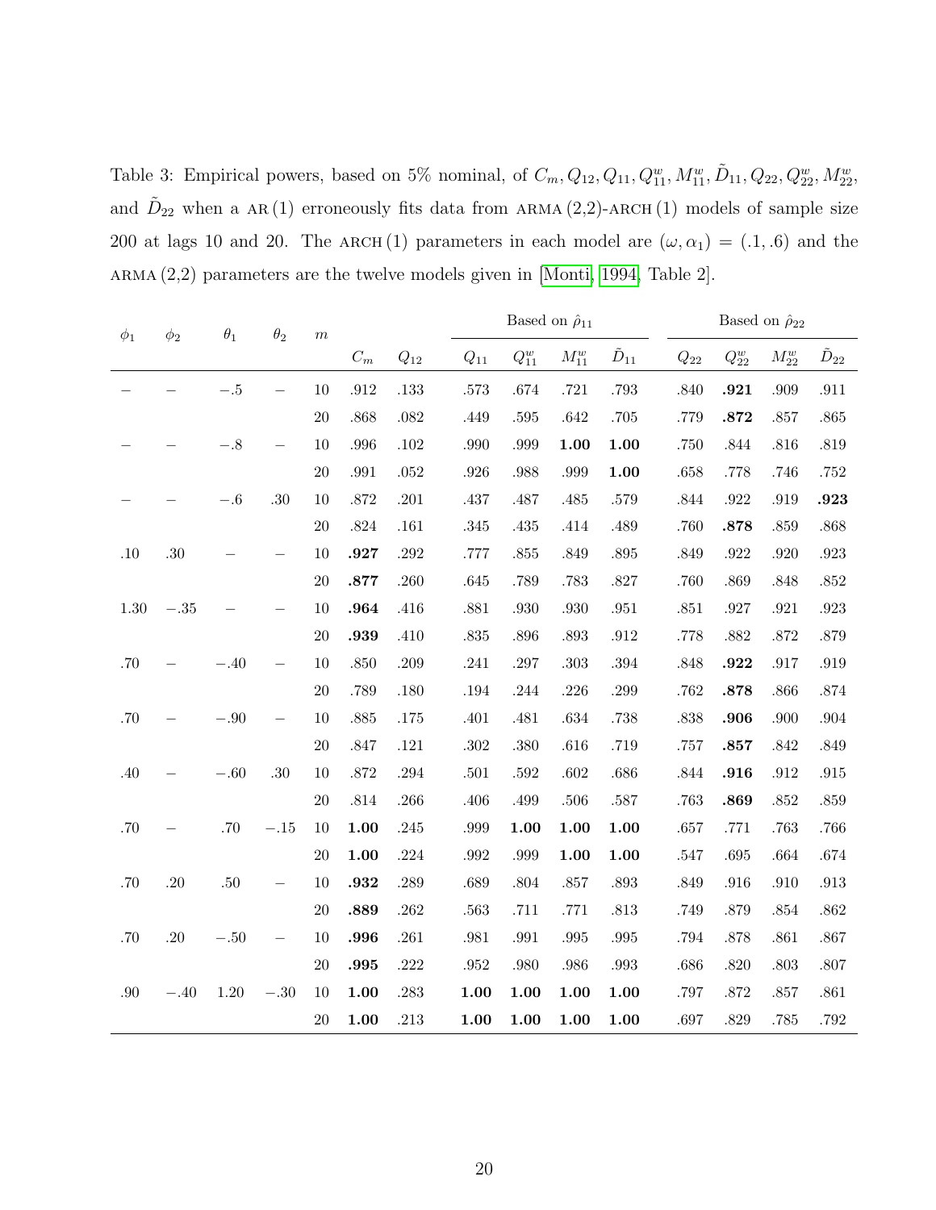Table 3: Empirical powers, based on 5% nominal, of $C_m, Q_{12}, Q_{11}, Q_{11}^w, M_{11}^w, \tilde{D}_{11}, Q_{22}, Q_{22}^w, M_{22}^w$, and $\tilde{D}_{22}$ when a AR (1) erroneously fits data from ARMA (2,2)-ARCH (1) models of sample size 200 at lags 10 and 20. The ARCH (1) parameters in each model are $(\omega, \alpha_1) = (.1, .6)$ and the ARMA (2,2) parameters are the twelve models given in [Monti, 1994, Table 2].

| $\phi_1$ | $\phi_2$ | $\theta_1$ | $\theta_2$ | $m$ | | | Based on $\hat{\rho}_{11}$ | | | | Based on $\hat{\rho}_{22}$ | | | |
|---|---|---|---|---|---|---|---|---|---|---|---|---|---|---|
| | | | | | $C_m$ | $Q_{12}$ | $Q_{11}$ | $Q_{11}^w$ | $M_{11}^w$ | $\tilde{D}_{11}$ | $Q_{22}$ | $Q_{22}^w$ | $M_{22}^w$ | $\tilde{D}_{22}$ |
| − | − | −.5 | − | 10 | .912 | .133 | .573 | .674 | .721 | .793 | .840 | **.921** | .909 | .911 |
| | | | | 20 | .868 | .082 | .449 | .595 | .642 | .705 | .779 | **.872** | .857 | .865 |
| − | − | −.8 | − | 10 | .996 | .102 | .990 | .999 | **1.00** | **1.00** | .750 | .844 | .816 | .819 |
| | | | | 20 | .991 | .052 | .926 | .988 | .999 | **1.00** | .658 | .778 | .746 | .752 |
| − | − | −.6 | .30 | 10 | .872 | .201 | .437 | .487 | .485 | .579 | .844 | .922 | .919 | **.923** |
| | | | | 20 | .824 | .161 | .345 | .435 | .414 | .489 | .760 | **.878** | .859 | .868 |
| .10 | .30 | − | − | 10 | **.927** | .292 | .777 | .855 | .849 | .895 | .849 | .922 | .920 | .923 |
| | | | | 20 | **.877** | .260 | .645 | .789 | .783 | .827 | .760 | .869 | .848 | .852 |
| 1.30 | −.35 | − | − | 10 | **.964** | .416 | .881 | .930 | .930 | .951 | .851 | .927 | .921 | .923 |
| | | | | 20 | **.939** | .410 | .835 | .896 | .893 | .912 | .778 | .882 | .872 | .879 |
| .70 | − | −.40 | − | 10 | .850 | .209 | .241 | .297 | .303 | .394 | .848 | **.922** | .917 | .919 |
| | | | | 20 | .789 | .180 | .194 | .244 | .226 | .299 | .762 | **.878** | .866 | .874 |
| .70 | − | −.90 | − | 10 | .885 | .175 | .401 | .481 | .634 | .738 | .838 | **.906** | .900 | .904 |
| | | | | 20 | .847 | .121 | .302 | .380 | .616 | .719 | .757 | **.857** | .842 | .849 |
| .40 | − | −.60 | .30 | 10 | .872 | .294 | .501 | .592 | .602 | .686 | .844 | **.916** | .912 | .915 |
| | | | | 20 | .814 | .266 | .406 | .499 | .506 | .587 | .763 | **.869** | .852 | .859 |
| .70 | − | .70 | −.15 | 10 | **1.00** | .245 | .999 | **1.00** | **1.00** | **1.00** | .657 | .771 | .763 | .766 |
| | | | | 20 | **1.00** | .224 | .992 | .999 | **1.00** | **1.00** | .547 | .695 | .664 | .674 |
| .70 | .20 | .50 | − | 10 | **.932** | .289 | .689 | .804 | .857 | .893 | .849 | .916 | .910 | .913 |
| | | | | 20 | **.889** | .262 | .563 | .711 | .771 | .813 | .749 | .879 | .854 | .862 |
| .70 | .20 | −.50 | − | 10 | **.996** | .261 | .981 | .991 | .995 | .995 | .794 | .878 | .861 | .867 |
| | | | | 20 | **.995** | .222 | .952 | .980 | .986 | .993 | .686 | .820 | .803 | .807 |
| .90 | −.40 | 1.20 | −.30 | 10 | **1.00** | .283 | **1.00** | **1.00** | **1.00** | **1.00** | .797 | .872 | .857 | .861 |
| | | | | 20 | **1.00** | .213 | **1.00** | **1.00** | **1.00** | **1.00** | .697 | .829 | .785 | .792 |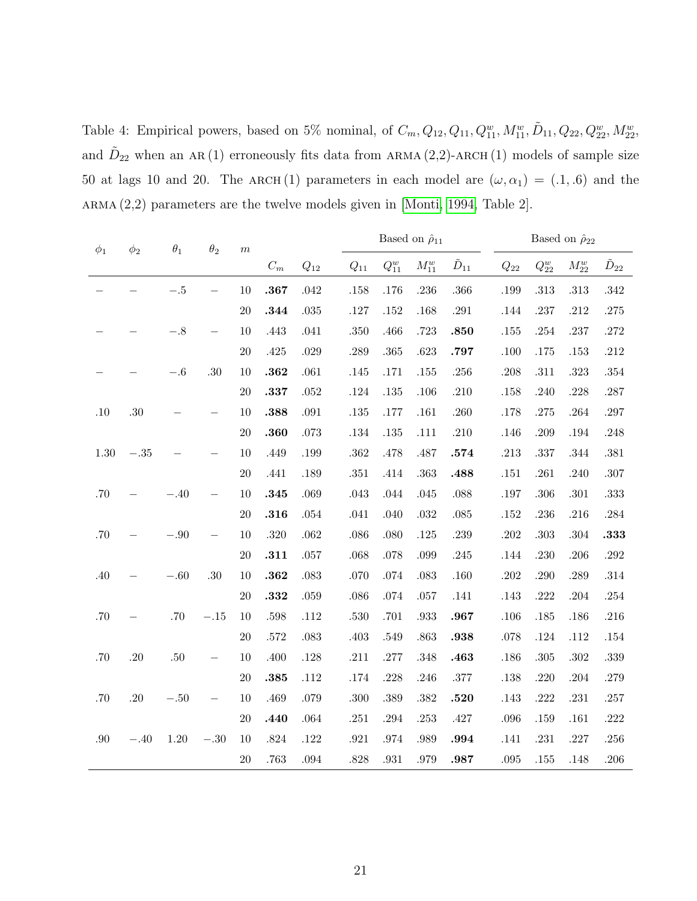Table 4: Empirical powers, based on 5% nominal, of $C_m, Q_{12}, Q_{11}, Q_{11}^w, M_{11}^w, \tilde{D}_{11}, Q_{22}, Q_{22}^w, M_{22}^w$, and $\tilde{D}_{22}$ when an AR (1) erroneously fits data from ARMA (2,2)-ARCH (1) models of sample size 50 at lags 10 and 20. The ARCH (1) parameters in each model are $(\omega, \alpha_1) = (.1, .6)$ and the ARMA (2,2) parameters are the twelve models given in [Monti, 1994, Table 2].

| $\phi_1$ | $\phi_2$ | $\theta_1$ | $\theta_2$ | $m$ | | | Based on $\hat{\rho}_{11}$ | | | | Based on $\hat{\rho}_{22}$ | | | |
|---|---|---|---|---|---|---|---|---|---|---|---|---|---|---|
| | | | | | $C_m$ | $Q_{12}$ | $Q_{11}$ | $Q_{11}^w$ | $M_{11}^w$ | $\tilde{D}_{11}$ | $Q_{22}$ | $Q_{22}^w$ | $M_{22}^w$ | $\tilde{D}_{22}$ |
| – | – | $-.5$ | – | 10 | **.367** | .042 | .158 | .176 | .236 | .366 | .199 | .313 | .313 | .342 |
| | | | | 20 | **.344** | .035 | .127 | .152 | .168 | .291 | .144 | .237 | .212 | .275 |
| – | – | $-.8$ | – | 10 | .443 | .041 | .350 | .466 | .723 | **.850** | .155 | .254 | .237 | .272 |
| | | | | 20 | .425 | .029 | .289 | .365 | .623 | **.797** | .100 | .175 | .153 | .212 |
| – | – | $-.6$ | .30 | 10 | **.362** | .061 | .145 | .171 | .155 | .256 | .208 | .311 | .323 | .354 |
| | | | | 20 | **.337** | .052 | .124 | .135 | .106 | .210 | .158 | .240 | .228 | .287 |
| .10 | .30 | – | – | 10 | **.388** | .091 | .135 | .177 | .161 | .260 | .178 | .275 | .264 | .297 |
| | | | | 20 | **.360** | .073 | .134 | .135 | .111 | .210 | .146 | .209 | .194 | .248 |
| 1.30 | $-.35$ | – | – | 10 | .449 | .199 | .362 | .478 | .487 | **.574** | .213 | .337 | .344 | .381 |
| | | | | 20 | .441 | .189 | .351 | .414 | .363 | **.488** | .151 | .261 | .240 | .307 |
| .70 | – | $-.40$ | – | 10 | **.345** | .069 | .043 | .044 | .045 | .088 | .197 | .306 | .301 | .333 |
| | | | | 20 | **.316** | .054 | .041 | .040 | .032 | .085 | .152 | .236 | .216 | .284 |
| .70 | – | $-.90$ | – | 10 | .320 | .062 | .086 | .080 | .125 | .239 | .202 | .303 | .304 | **.333** |
| | | | | 20 | **.311** | .057 | .068 | .078 | .099 | .245 | .144 | .230 | .206 | .292 |
| .40 | – | $-.60$ | .30 | 10 | **.362** | .083 | .070 | .074 | .083 | .160 | .202 | .290 | .289 | .314 |
| | | | | 20 | **.332** | .059 | .086 | .074 | .057 | .141 | .143 | .222 | .204 | .254 |
| .70 | – | .70 | $-.15$ | 10 | .598 | .112 | .530 | .701 | .933 | **.967** | .106 | .185 | .186 | .216 |
| | | | | 20 | .572 | .083 | .403 | .549 | .863 | **.938** | .078 | .124 | .112 | .154 |
| .70 | .20 | .50 | – | 10 | .400 | .128 | .211 | .277 | .348 | **.463** | .186 | .305 | .302 | .339 |
| | | | | 20 | **.385** | .112 | .174 | .228 | .246 | .377 | .138 | .220 | .204 | .279 |
| .70 | .20 | $-.50$ | – | 10 | .469 | .079 | .300 | .389 | .382 | **.520** | .143 | .222 | .231 | .257 |
| | | | | 20 | **.440** | .064 | .251 | .294 | .253 | .427 | .096 | .159 | .161 | .222 |
| .90 | $-.40$ | 1.20 | $-.30$ | 10 | .824 | .122 | .921 | .974 | .989 | **.994** | .141 | .231 | .227 | .256 |
| | | | | 20 | .763 | .094 | .828 | .931 | .979 | **.987** | .095 | .155 | .148 | .206 |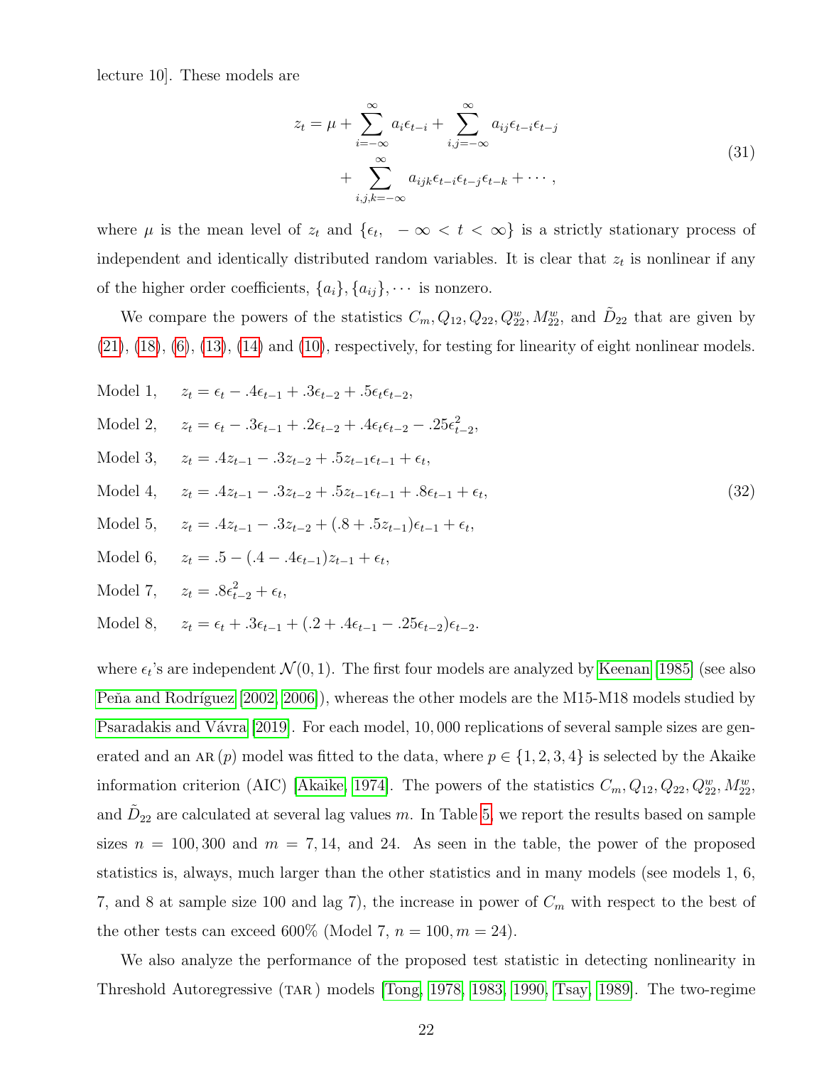lecture 10]. These models are

$$
\begin{aligned}
z_t = \mu + \sum_{i=-\infty}^{\infty} a_i \epsilon_{t-i} + \sum_{i,j=-\infty}^{\infty} a_{ij} \epsilon_{t-i} \epsilon_{t-j} \\
+ \sum_{i,j,k=-\infty}^{\infty} a_{ijk} \epsilon_{t-i} \epsilon_{t-j} \epsilon_{t-k} + \cdots,
\end{aligned}
\tag{31}
$$

where $\mu$ is the mean level of $z_t$ and $\{\epsilon_t, \ -\infty < t < \infty\}$ is a strictly stationary process of independent and identically distributed random variables. It is clear that $z_t$ is nonlinear if any of the higher order coefficients, $\{a_i\}, \{a_{ij}\}, \cdots$ is nonzero.

We compare the powers of the statistics $C_m, Q_{12}, Q_{22}, Q_{22}^w, M_{22}^w$, and $\tilde{D}_{22}$ that are given by (21), (18), (6), (13), (14) and (10), respectively, for testing for linearity of eight nonlinear models.

$$
\begin{aligned}
&\text{Model 1,} \quad z_t = \epsilon_t - .4\epsilon_{t-1} + .3\epsilon_{t-2} + .5\epsilon_t\epsilon_{t-2}, \\
&\text{Model 2,} \quad z_t = \epsilon_t - .3\epsilon_{t-1} + .2\epsilon_{t-2} + .4\epsilon_t\epsilon_{t-2} - .25\epsilon_{t-2}^2, \\
&\text{Model 3,} \quad z_t = .4z_{t-1} - .3z_{t-2} + .5z_{t-1}\epsilon_{t-1} + \epsilon_t, \\
&\text{Model 4,} \quad z_t = .4z_{t-1} - .3z_{t-2} + .5z_{t-1}\epsilon_{t-1} + .8\epsilon_{t-1} + \epsilon_t, \\
&\text{Model 5,} \quad z_t = .4z_{t-1} - .3z_{t-2} + (.8 + .5z_{t-1})\epsilon_{t-1} + \epsilon_t, \\
&\text{Model 6,} \quad z_t = .5 - (.4 - .4\epsilon_{t-1})z_{t-1} + \epsilon_t, \\
&\text{Model 7,} \quad z_t = .8\epsilon_{t-2}^2 + \epsilon_t, \\
&\text{Model 8,} \quad z_t = \epsilon_t + .3\epsilon_{t-1} + (.2 + .4\epsilon_{t-1} - .25\epsilon_{t-2})\epsilon_{t-2}.
\end{aligned}
\tag{32}
$$

where $\epsilon_t$'s are independent $\mathcal{N}(0,1)$. The first four models are analyzed by Keenan [1985] (see also Peña and Rodríguez [2002, 2006]), whereas the other models are the M15-M18 models studied by Psaradakis and Vávra [2019]. For each model, 10,000 replications of several sample sizes are generated and an AR $(p)$ model was fitted to the data, where $p \in \{1,2,3,4\}$ is selected by the Akaike information criterion (AIC) [Akaike, 1974]. The powers of the statistics $C_m, Q_{12}, Q_{22}, Q_{22}^w, M_{22}^w$, and $\tilde{D}_{22}$ are calculated at several lag values $m$. In Table 5, we report the results based on sample sizes $n = 100, 300$ and $m = 7, 14$, and 24. As seen in the table, the power of the proposed statistics is, always, much larger than the other statistics and in many models (see models 1, 6, 7, and 8 at sample size 100 and lag 7), the increase in power of $C_m$ with respect to the best of the other tests can exceed 600% (Model 7, $n = 100, m = 24$).

We also analyze the performance of the proposed test statistic in detecting nonlinearity in Threshold Autoregressive (TAR) models [Tong, 1978, 1983, 1990, Tsay, 1989]. The two-regime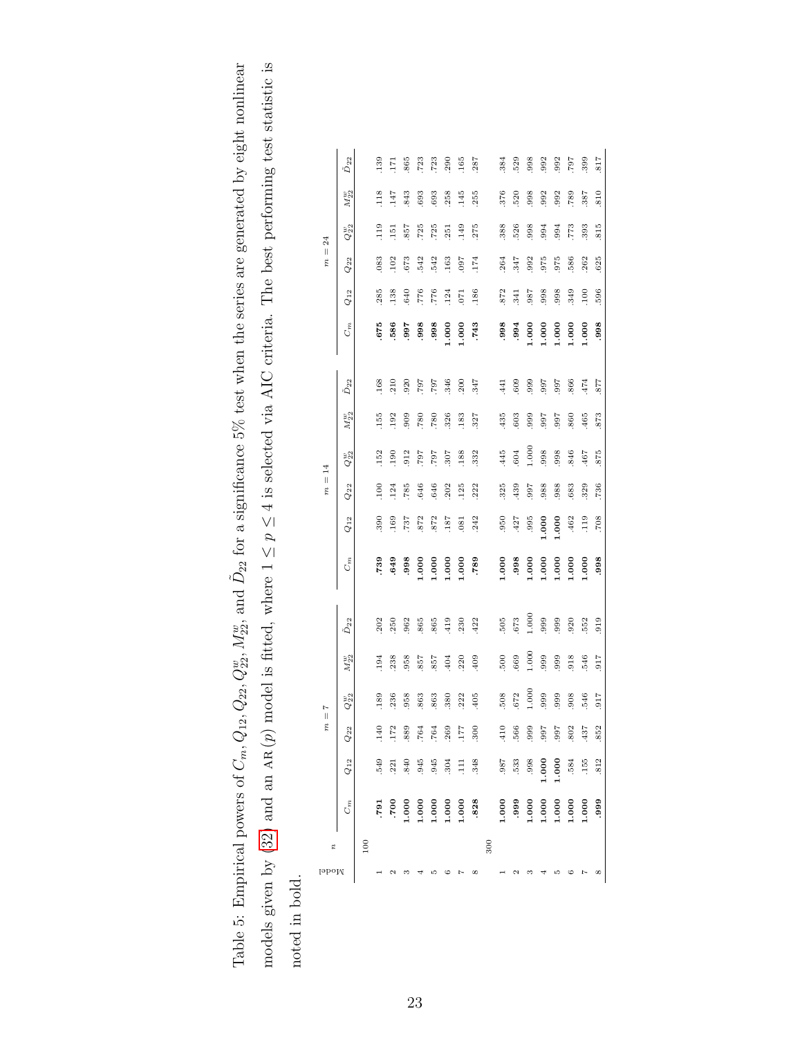Table 5: Empirical powers of $C_m, Q_{12}, Q_{22}, Q_{22}^w, M_{22}^w$, and $\tilde{D}_{22}$ for a significance 5% test when the series are generated by eight nonlinear models given by (32) and an AR $(p)$ model is fitted, where $1 \leq p \leq 4$ is selected via AIC criteria. The best performing test statistic is noted in bold.

| Model | $n$ | $m=7$ | | | | | | $m=14$ | | | | | | $m=24$ | | | | | |
|---|---|---|---|---|---|---|---|---|---|---|---|---|---|---|---|---|---|---|---|
| | | $C_m$ | $Q_{12}$ | $Q_{22}$ | $Q_{22}^w$ | $M_{22}^w$ | $\tilde{D}_{22}$ | $C_m$ | $Q_{12}$ | $Q_{22}$ | $Q_{22}^w$ | $M_{22}^w$ | $\tilde{D}_{22}$ | $C_m$ | $Q_{12}$ | $Q_{22}$ | $Q_{22}^w$ | $M_{22}^w$ | $\tilde{D}_{22}$ |
| | 100 | | | | | | | | | | | | | | | | | | |
| 1 | | **.791** | .549 | .140 | .189 | .194 | .202 | **.739** | .390 | .100 | .152 | .155 | .168 | **.675** | .285 | .083 | .119 | .118 | .139 |
| 2 | | **.700** | .221 | .172 | .236 | .238 | .250 | **.649** | .169 | .124 | .190 | .192 | .210 | **.586** | .138 | .102 | .151 | .147 | .171 |
| 3 | | **1.000** | .840 | .889 | .958 | .958 | .962 | **.998** | .737 | .785 | .912 | .909 | .920 | **.997** | .640 | .673 | .857 | .843 | .865 |
| 4 | | **1.000** | .945 | .764 | .863 | .857 | .865 | **1.000** | .872 | .646 | .797 | .780 | .797 | **.998** | .776 | .542 | .725 | .693 | .723 |
| 5 | | **1.000** | .945 | .764 | .863 | .857 | .865 | **1.000** | .872 | .646 | .797 | .780 | .797 | **.998** | .776 | .542 | .725 | .693 | .723 |
| 6 | | **1.000** | .304 | .269 | .380 | .404 | .419 | **1.000** | .187 | .202 | .307 | .326 | .346 | **1.000** | .124 | .163 | .251 | .258 | .290 |
| 7 | | **1.000** | .111 | .177 | .222 | .220 | .230 | **1.000** | .081 | .125 | .188 | .183 | .200 | **1.000** | .071 | .097 | .149 | .145 | .165 |
| 8 | | **.828** | .348 | .300 | .405 | .409 | .422 | **.789** | .242 | .222 | .332 | .327 | .347 | **.743** | .186 | .174 | .275 | .255 | .287 |
| | 300 | | | | | | | | | | | | | | | | | | |
| 1 | | **1.000** | .987 | .410 | .508 | .500 | .505 | **1.000** | .950 | .325 | .445 | .435 | .441 | **.998** | .872 | .264 | .388 | .376 | .384 |
| 2 | | **.999** | .533 | .566 | .672 | .669 | .673 | **.998** | .427 | .439 | .604 | .603 | .609 | **.994** | .341 | .347 | .526 | .520 | .529 |
| 3 | | **1.000** | .998 | .999 | 1.000 | 1.000 | 1.000 | **1.000** | .995 | .997 | 1.000 | .999 | .999 | **1.000** | .987 | .992 | .998 | .998 | .998 |
| 4 | | **1.000** | **1.000** | .997 | .999 | .999 | .999 | **1.000** | **1.000** | .988 | .998 | .997 | .997 | **1.000** | .998 | .975 | .994 | .992 | .992 |
| 5 | | **1.000** | **1.000** | .997 | .999 | .999 | .999 | **1.000** | **1.000** | .988 | .998 | .997 | .997 | **1.000** | .998 | .975 | .994 | .992 | .992 |
| 6 | | **1.000** | .584 | .802 | .908 | .918 | .920 | **1.000** | .462 | .683 | .846 | .860 | .866 | **1.000** | .349 | .586 | .773 | .789 | .797 |
| 7 | | **1.000** | .155 | .437 | .546 | .546 | .552 | **1.000** | .119 | .329 | .467 | .465 | .474 | **1.000** | .100 | .262 | .393 | .387 | .399 |
| 8 | | **.999** | .812 | .852 | .917 | .917 | .919 | **.998** | .708 | .736 | .875 | .873 | .877 | **.998** | .596 | .625 | .815 | .810 | .817 |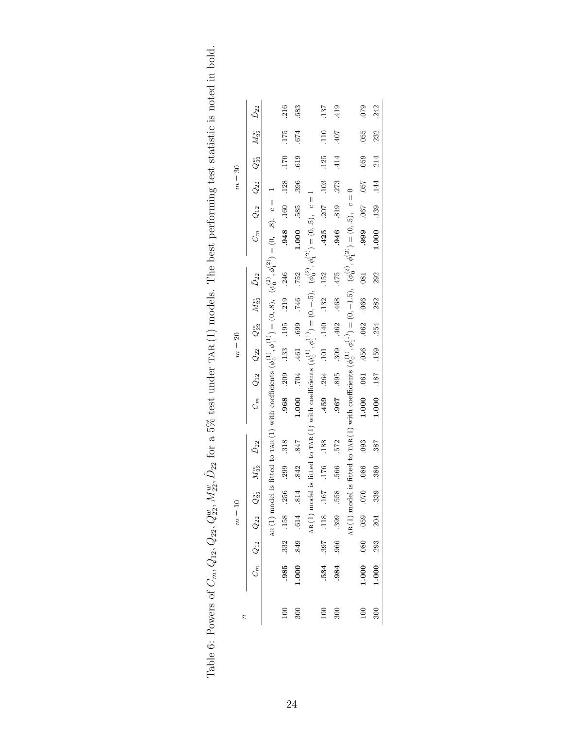Table 6: Powers of $C_m, Q_{12}, Q_{22}, Q_{22}^w, M_{22}^w, \tilde{D}_{22}$ for a 5% test under TAR (1) models. The best performing test statistic is noted in bold.

| $n$ | $m=10$ | | | | | | $m=20$ | | | | | | $m=30$ | | | | | |
|---|---|---|---|---|---|---|---|---|---|---|---|---|---|---|---|---|---|---|
| | $C_m$ | $Q_{12}$ | $Q_{22}$ | $Q_{22}^w$ | $M_{22}^w$ | $\tilde{D}_{22}$ | $C_m$ | $Q_{12}$ | $Q_{22}$ | $Q_{22}^w$ | $M_{22}^w$ | $\tilde{D}_{22}$ | $C_m$ | $Q_{12}$ | $Q_{22}$ | $Q_{22}^w$ | $M_{22}^w$ | $\tilde{D}_{22}$ |
| | AR (1) model is fitted to TAR (1) with coefficients $(\phi_0^{(1)}, \phi_1^{(1)}) = (0, .8)$, $(\phi_0^{(2)}, \phi_1^{(2)}) = (0, -.8)$, $c = -1$ | | | | | | | | | | | | | | | | | |
| 100 | **.985** | .332 | .158 | .256 | .299 | .318 | **.968** | .209 | .133 | .195 | .219 | .246 | **.948** | .160 | .128 | .170 | .175 | .216 |
| 300 | **1.000** | .849 | .614 | .814 | .842 | .847 | **1.000** | .704 | .461 | .699 | .746 | .752 | **1.000** | .585 | .396 | .619 | .674 | .683 |
| | AR (1) model is fitted to TAR (1) with coefficients $(\phi_0^{(1)}, \phi_1^{(1)}) = (0, -.5)$, $(\phi_0^{(2)}, \phi_1^{(2)}) = (0, .5)$, $c = 1$ | | | | | | | | | | | | | | | | | |
| 100 | **.534** | .397 | .118 | .167 | .176 | .188 | **.459** | .264 | .101 | .140 | .132 | .152 | **.425** | .207 | .103 | .125 | .110 | .137 |
| 300 | **.984** | .966 | .399 | .558 | .566 | .572 | **.967** | .895 | .309 | .462 | .468 | .475 | **.946** | .819 | .273 | .414 | .407 | .419 |
| | AR (1) model is fitted to TAR (1) with coefficients $(\phi_0^{(1)}, \phi_1^{(1)}) = (0, -1.5)$, $(\phi_0^{(2)}, \phi_1^{(2)}) = (0, .5)$, $c = 0$ | | | | | | | | | | | | | | | | | |
| 100 | **1.000** | .080 | .059 | .070 | .086 | .093 | **1.000** | .061 | .056 | .062 | .066 | .081 | **.999** | .067 | .057 | .059 | .055 | .079 |
| 300 | **1.000** | .293 | .204 | .339 | .380 | .387 | **1.000** | .187 | .159 | .254 | .282 | .292 | **1.000** | .139 | .144 | .214 | .232 | .242 |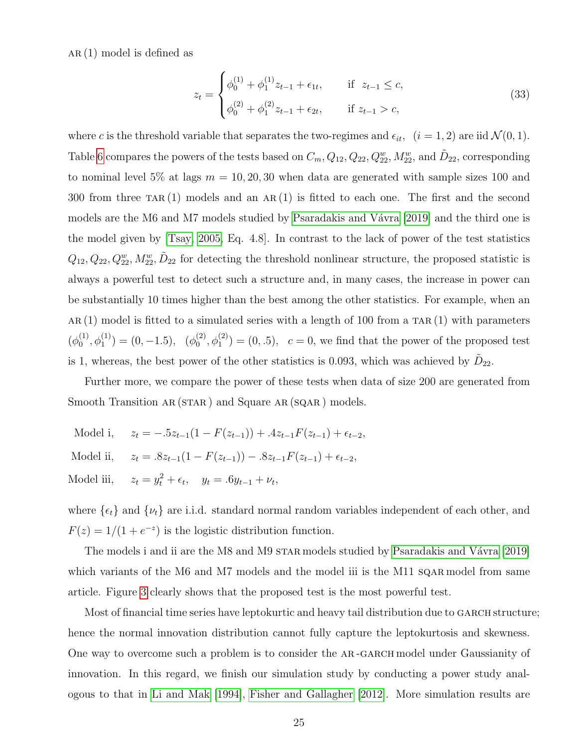AR (1) model is defined as

$$z_t = \begin{cases} \phi_0^{(1)} + \phi_1^{(1)} z_{t-1} + \epsilon_{1t}, & \text{if } \ z_{t-1} \le c, \\ \phi_0^{(2)} + \phi_1^{(2)} z_{t-1} + \epsilon_{2t}, & \text{if } z_{t-1} > c, \end{cases} \tag{33}$$

where $c$ is the threshold variable that separates the two-regimes and $\epsilon_{it}, \ (i = 1, 2)$ are iid $\mathcal{N}(0, 1)$. Table 6 compares the powers of the tests based on $C_m, Q_{12}, Q_{22}, Q_{22}^w, M_{22}^w$, and $\tilde{D}_{22}$, corresponding to nominal level 5% at lags $m = 10, 20, 30$ when data are generated with sample sizes 100 and 300 from three TAR (1) models and an AR (1) is fitted to each one. The first and the second models are the M6 and M7 models studied by Psaradakis and Vávra [2019] and the third one is the model given by [Tsay, 2005, Eq. 4.8]. In contrast to the lack of power of the test statistics $Q_{12}, Q_{22}, Q_{22}^w, M_{22}^w, \tilde{D}_{22}$ for detecting the threshold nonlinear structure, the proposed statistic is always a powerful test to detect such a structure and, in many cases, the increase in power can be substantially 10 times higher than the best among the other statistics. For example, when an AR (1) model is fitted to a simulated series with a length of 100 from a TAR (1) with parameters $(\phi_0^{(1)}, \phi_1^{(1)}) = (0, -1.5), \ \ (\phi_0^{(2)}, \phi_1^{(2)}) = (0, .5), \ \ c = 0$, we find that the power of the proposed test is 1, whereas, the best power of the other statistics is 0.093, which was achieved by $\tilde{D}_{22}$.

Further more, we compare the power of these tests when data of size 200 are generated from Smooth Transition AR (STAR) and Square AR (SQAR) models.

$$\text{Model i,} \quad z_t = -.5 z_{t-1}(1 - F(z_{t-1})) + .4 z_{t-1} F(z_{t-1}) + \epsilon_{t-2},$$

$$\text{Model ii,} \quad z_t = .8 z_{t-1}(1 - F(z_{t-1})) - .8 z_{t-1} F(z_{t-1}) + \epsilon_{t-2},$$

$$\text{Model iii,} \quad z_t = y_t^2 + \epsilon_t, \quad y_t = .6 y_{t-1} + \nu_t,$$

where $\{\epsilon_t\}$ and $\{\nu_t\}$ are i.i.d. standard normal random variables independent of each other, and $F(z) = 1/(1 + e^{-z})$ is the logistic distribution function.

The models i and ii are the M8 and M9 STAR models studied by Psaradakis and Vávra [2019] which variants of the M6 and M7 models and the model iii is the M11 SQAR model from same article. Figure 3 clearly shows that the proposed test is the most powerful test.

Most of financial time series have leptokurtic and heavy tail distribution due to GARCH structure; hence the normal innovation distribution cannot fully capture the leptokurtosis and skewness. One way to overcome such a problem is to consider the AR-GARCH model under Gaussianity of innovation. In this regard, we finish our simulation study by conducting a power study analogous to that in Li and Mak [1994], Fisher and Gallagher [2012]. More simulation results are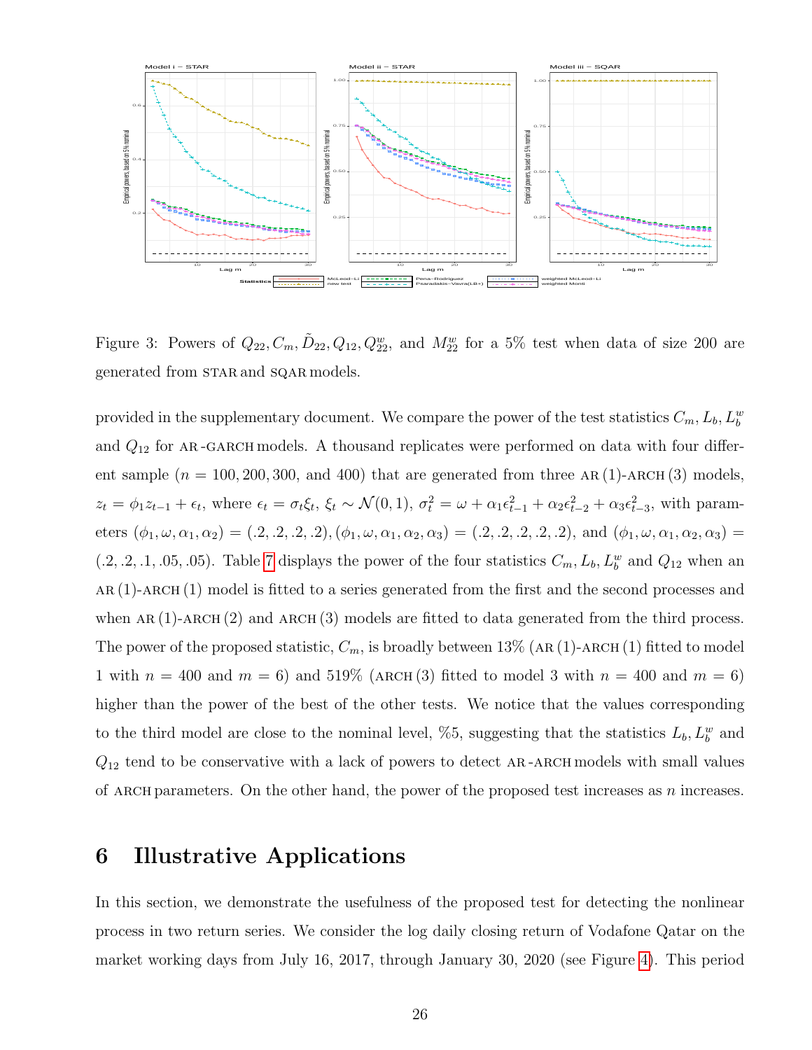Figure 3: Powers of $Q_{22}, C_m, \tilde{D}_{22}, Q_{12}, Q_{22}^w$, and $M_{22}^w$ for a 5% test when data of size 200 are generated from STAR and SQAR models.

provided in the supplementary document. We compare the power of the test statistics $C_m, L_b, L_b^w$ and $Q_{12}$ for AR-GARCH models. A thousand replicates were performed on data with four different sample ($n = 100, 200, 300$, and $400$) that are generated from three AR(1)-ARCH(3) models, $z_t = \phi_1 z_{t-1} + \epsilon_t$, where $\epsilon_t = \sigma_t \xi_t$, $\xi_t \sim \mathcal{N}(0, 1)$, $\sigma_t^2 = \omega + \alpha_1 \epsilon_{t-1}^2 + \alpha_2 \epsilon_{t-2}^2 + \alpha_3 \epsilon_{t-3}^2$, with parameters $(\phi_1, \omega, \alpha_1, \alpha_2) = (.2, .2, .2, .2), (\phi_1, \omega, \alpha_1, \alpha_2, \alpha_3) = (.2, .2, .2, .2, .2)$, and $(\phi_1, \omega, \alpha_1, \alpha_2, \alpha_3) = (.2, .2, .1, .05, .05)$. Table 7 displays the power of the four statistics $C_m, L_b, L_b^w$ and $Q_{12}$ when an AR(1)-ARCH(1) model is fitted to a series generated from the first and the second processes and when AR(1)-ARCH(2) and ARCH(3) models are fitted to data generated from the third process. The power of the proposed statistic, $C_m$, is broadly between 13% (AR(1)-ARCH(1) fitted to model 1 with $n = 400$ and $m = 6$) and 519% (ARCH(3) fitted to model 3 with $n = 400$ and $m = 6$) higher than the power of the best of the other tests. We notice that the values corresponding to the third model are close to the nominal level, %5, suggesting that the statistics $L_b, L_b^w$ and $Q_{12}$ tend to be conservative with a lack of powers to detect AR-ARCH models with small values of ARCH parameters. On the other hand, the power of the proposed test increases as $n$ increases.

## 6 Illustrative Applications

In this section, we demonstrate the usefulness of the proposed test for detecting the nonlinear process in two return series. We consider the log daily closing return of Vodafone Qatar on the market working days from July 16, 2017, through January 30, 2020 (see Figure 4). This period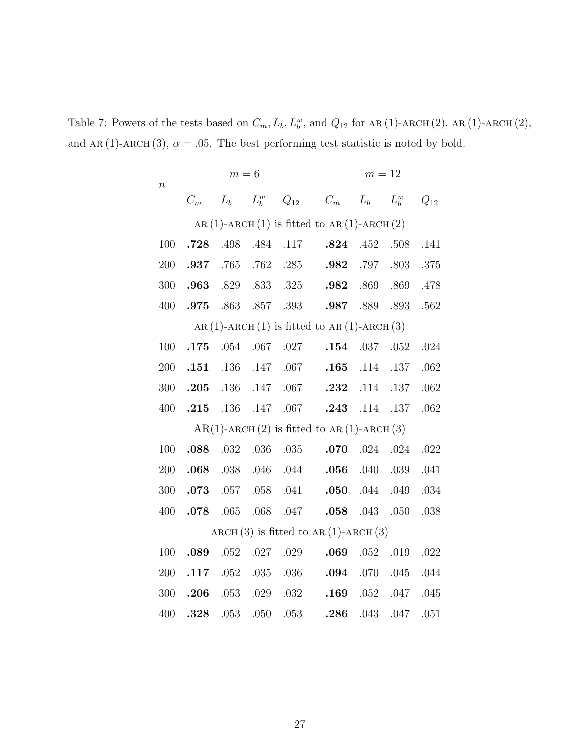Table 7: Powers of the tests based on $C_m, L_b, L_b^w$, and $Q_{12}$ for AR (1)-ARCH (2), AR (1)-ARCH (2), and AR (1)-ARCH (3), $\alpha = .05$. The best performing test statistic is noted by bold.

| $n$ | $m=6$ | | | | $m=12$ | | | |
|---|---|---|---|---|---|---|---|---|
| | $C_m$ | $L_b$ | $L_b^w$ | $Q_{12}$ | $C_m$ | $L_b$ | $L_b^w$ | $Q_{12}$ |
| | AR (1)-ARCH (1) is fitted to AR (1)-ARCH (2) | | | | | | | |
| 100 | **.728** | .498 | .484 | .117 | **.824** | .452 | .508 | .141 |
| 200 | **.937** | .765 | .762 | .285 | **.982** | .797 | .803 | .375 |
| 300 | **.963** | .829 | .833 | .325 | **.982** | .869 | .869 | .478 |
| 400 | **.975** | .863 | .857 | .393 | **.987** | .889 | .893 | .562 |
| | AR (1)-ARCH (1) is fitted to AR (1)-ARCH (3) | | | | | | | |
| 100 | **.175** | .054 | .067 | .027 | **.154** | .037 | .052 | .024 |
| 200 | **.151** | .136 | .147 | .067 | **.165** | .114 | .137 | .062 |
| 300 | **.205** | .136 | .147 | .067 | **.232** | .114 | .137 | .062 |
| 400 | **.215** | .136 | .147 | .067 | **.243** | .114 | .137 | .062 |
| | AR(1)-ARCH (2) is fitted to AR (1)-ARCH (3) | | | | | | | |
| 100 | **.088** | .032 | .036 | .035 | **.070** | .024 | .024 | .022 |
| 200 | **.068** | .038 | .046 | .044 | **.056** | .040 | .039 | .041 |
| 300 | **.073** | .057 | .058 | .041 | **.050** | .044 | .049 | .034 |
| 400 | **.078** | .065 | .068 | .047 | **.058** | .043 | .050 | .038 |
| | ARCH (3) is fitted to AR (1)-ARCH (3) | | | | | | | |
| 100 | **.089** | .052 | .027 | .029 | **.069** | .052 | .019 | .022 |
| 200 | **.117** | .052 | .035 | .036 | **.094** | .070 | .045 | .044 |
| 300 | **.206** | .053 | .029 | .032 | **.169** | .052 | .047 | .045 |
| 400 | **.328** | .053 | .050 | .053 | **.286** | .043 | .047 | .051 |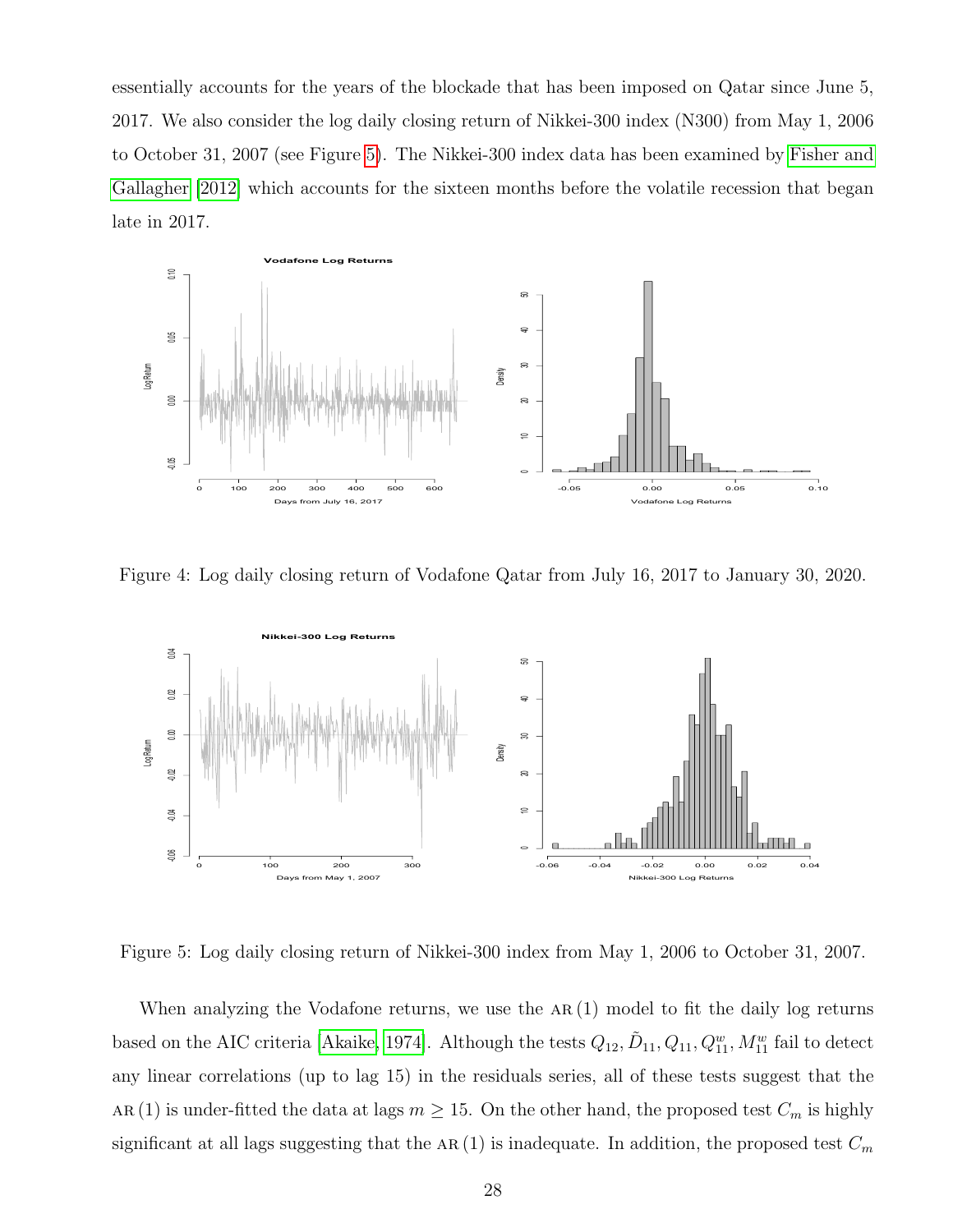essentially accounts for the years of the blockade that has been imposed on Qatar since June 5, 2017. We also consider the log daily closing return of Nikkei-300 index (N300) from May 1, 2006 to October 31, 2007 (see Figure 5). The Nikkei-300 index data has been examined by Fisher and Gallagher [2012] which accounts for the sixteen months before the volatile recession that began late in 2017.

Figure 4: Log daily closing return of Vodafone Qatar from July 16, 2017 to January 30, 2020.

Figure 5: Log daily closing return of Nikkei-300 index from May 1, 2006 to October 31, 2007.

When analyzing the Vodafone returns, we use the AR (1) model to fit the daily log returns based on the AIC criteria [Akaike, 1974]. Although the tests $Q_{12}, \tilde{D}_{11}, Q_{11}, Q_{11}^{w}, M_{11}^{w}$ fail to detect any linear correlations (up to lag 15) in the residuals series, all of these tests suggest that the AR (1) is under-fitted the data at lags $m \geq 15$. On the other hand, the proposed test $C_m$ is highly significant at all lags suggesting that the AR (1) is inadequate. In addition, the proposed test $C_m$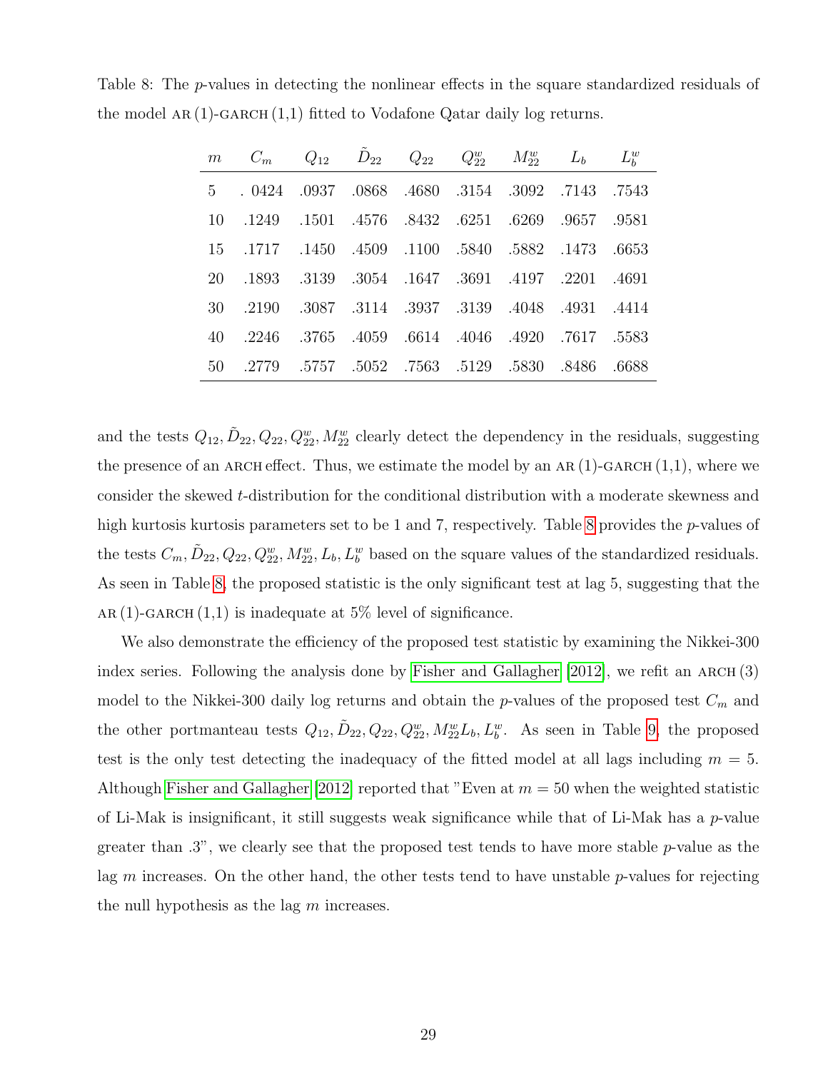Table 8: The $p$-values in detecting the nonlinear effects in the square standardized residuals of the model AR (1)-GARCH (1,1) fitted to Vodafone Qatar daily log returns.

| $m$ | $C_m$ | $Q_{12}$ | $\tilde{D}_{22}$ | $Q_{22}$ | $Q_{22}^w$ | $M_{22}^w$ | $L_b$ | $L_b^w$ |
|---|---|---|---|---|---|---|---|---|
| 5 | . 0424 | .0937 | .0868 | .4680 | .3154 | .3092 | .7143 | .7543 |
| 10 | .1249 | .1501 | .4576 | .8432 | .6251 | .6269 | .9657 | .9581 |
| 15 | .1717 | .1450 | .4509 | .1100 | .5840 | .5882 | .1473 | .6653 |
| 20 | .1893 | .3139 | .3054 | .1647 | .3691 | .4197 | .2201 | .4691 |
| 30 | .2190 | .3087 | .3114 | .3937 | .3139 | .4048 | .4931 | .4414 |
| 40 | .2246 | .3765 | .4059 | .6614 | .4046 | .4920 | .7617 | .5583 |
| 50 | .2779 | .5757 | .5052 | .7563 | .5129 | .5830 | .8486 | .6688 |

and the tests $Q_{12}, \tilde{D}_{22}, Q_{22}, Q_{22}^w, M_{22}^w$ clearly detect the dependency in the residuals, suggesting the presence of an ARCH effect. Thus, we estimate the model by an AR (1)-GARCH (1,1), where we consider the skewed $t$-distribution for the conditional distribution with a moderate skewness and high kurtosis kurtosis parameters set to be 1 and 7, respectively. Table 8 provides the $p$-values of the tests $C_m, \tilde{D}_{22}, Q_{22}, Q_{22}^w, M_{22}^w, L_b, L_b^w$ based on the square values of the standardized residuals. As seen in Table 8, the proposed statistic is the only significant test at lag 5, suggesting that the AR (1)-GARCH (1,1) is inadequate at 5% level of significance.

We also demonstrate the efficiency of the proposed test statistic by examining the Nikkei-300 index series. Following the analysis done by Fisher and Gallagher [2012], we refit an ARCH (3) model to the Nikkei-300 daily log returns and obtain the $p$-values of the proposed test $C_m$ and the other portmanteau tests $Q_{12}, \tilde{D}_{22}, Q_{22}, Q_{22}^w, M_{22}^w L_b, L_b^w$. As seen in Table 9, the proposed test is the only test detecting the inadequacy of the fitted model at all lags including $m = 5$. Although Fisher and Gallagher [2012] reported that "Even at $m = 50$ when the weighted statistic of Li-Mak is insignificant, it still suggests weak significance while that of Li-Mak has a $p$-value greater than .3", we clearly see that the proposed test tends to have more stable $p$-value as the lag $m$ increases. On the other hand, the other tests tend to have unstable $p$-values for rejecting the null hypothesis as the lag $m$ increases.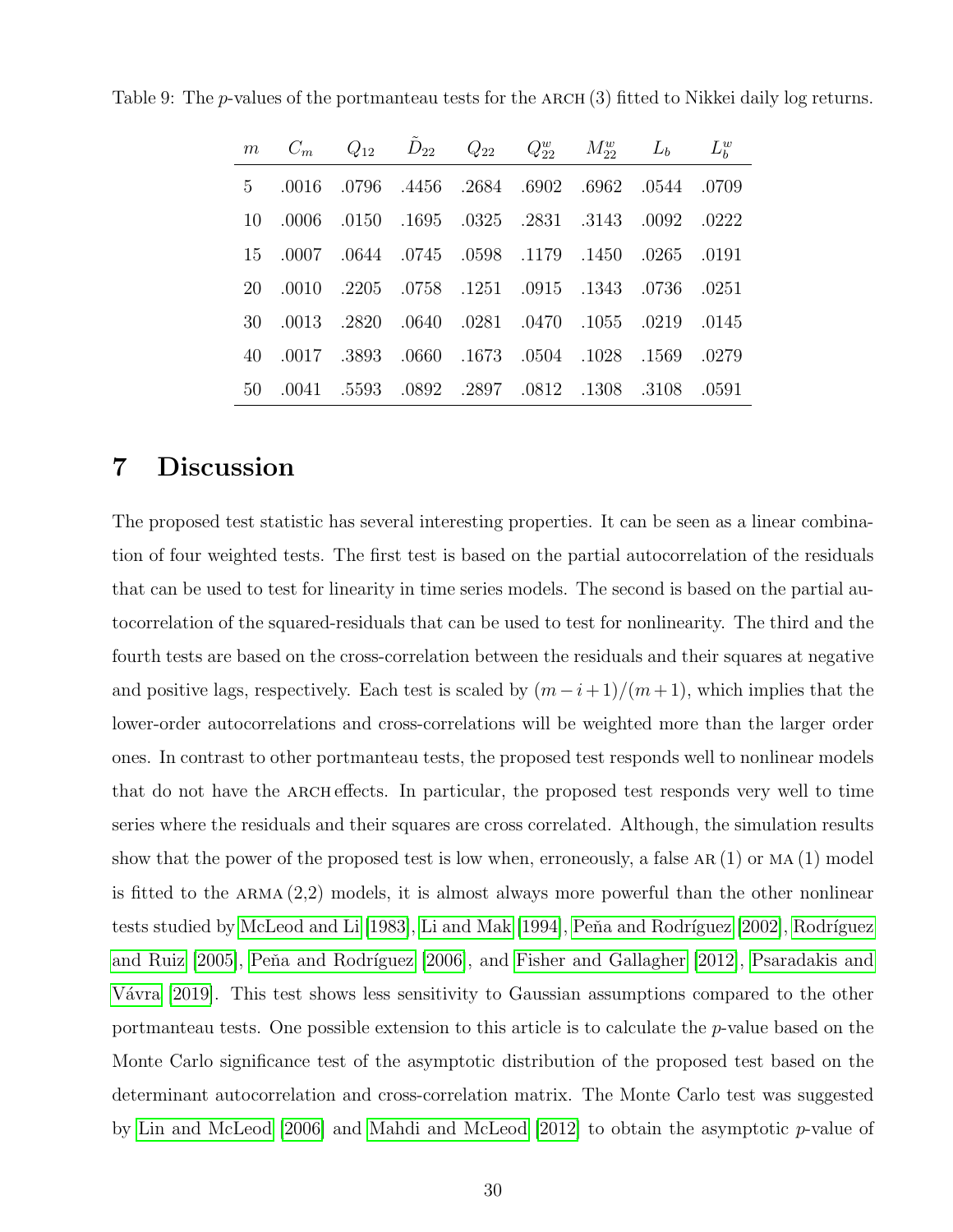Table 9: The $p$-values of the portmanteau tests for the ARCH (3) fitted to Nikkei daily log returns.

| $m$ | $C_m$ | $Q_{12}$ | $\tilde{D}_{22}$ | $Q_{22}$ | $Q^w_{22}$ | $M^w_{22}$ | $L_b$ | $L^w_b$ |
|---|---|---|---|---|---|---|---|---|
| 5 | .0016 | .0796 | .4456 | .2684 | .6902 | .6962 | .0544 | .0709 |
| 10 | .0006 | .0150 | .1695 | .0325 | .2831 | .3143 | .0092 | .0222 |
| 15 | .0007 | .0644 | .0745 | .0598 | .1179 | .1450 | .0265 | .0191 |
| 20 | .0010 | .2205 | .0758 | .1251 | .0915 | .1343 | .0736 | .0251 |
| 30 | .0013 | .2820 | .0640 | .0281 | .0470 | .1055 | .0219 | .0145 |
| 40 | .0017 | .3893 | .0660 | .1673 | .0504 | .1028 | .1569 | .0279 |
| 50 | .0041 | .5593 | .0892 | .2897 | .0812 | .1308 | .3108 | .0591 |

# 7 Discussion

The proposed test statistic has several interesting properties. It can be seen as a linear combination of four weighted tests. The first test is based on the partial autocorrelation of the residuals that can be used to test for linearity in time series models. The second is based on the partial autocorrelation of the squared-residuals that can be used to test for nonlinearity. The third and the fourth tests are based on the cross-correlation between the residuals and their squares at negative and positive lags, respectively. Each test is scaled by $(m-i+1)/(m+1)$, which implies that the lower-order autocorrelations and cross-correlations will be weighted more than the larger order ones. In contrast to other portmanteau tests, the proposed test responds well to nonlinear models that do not have the ARCH effects. In particular, the proposed test responds very well to time series where the residuals and their squares are cross correlated. Although, the simulation results show that the power of the proposed test is low when, erroneously, a false AR (1) or MA (1) model is fitted to the ARMA (2,2) models, it is almost always more powerful than the other nonlinear tests studied by McLeod and Li [1983], Li and Mak [1994], Peña and Rodríguez [2002], Rodríguez and Ruiz [2005], Peña and Rodríguez [2006], and Fisher and Gallagher [2012], Psaradakis and Vávra [2019]. This test shows less sensitivity to Gaussian assumptions compared to the other portmanteau tests. One possible extension to this article is to calculate the $p$-value based on the Monte Carlo significance test of the asymptotic distribution of the proposed test based on the determinant autocorrelation and cross-correlation matrix. The Monte Carlo test was suggested by Lin and McLeod [2006] and Mahdi and McLeod [2012] to obtain the asymptotic $p$-value of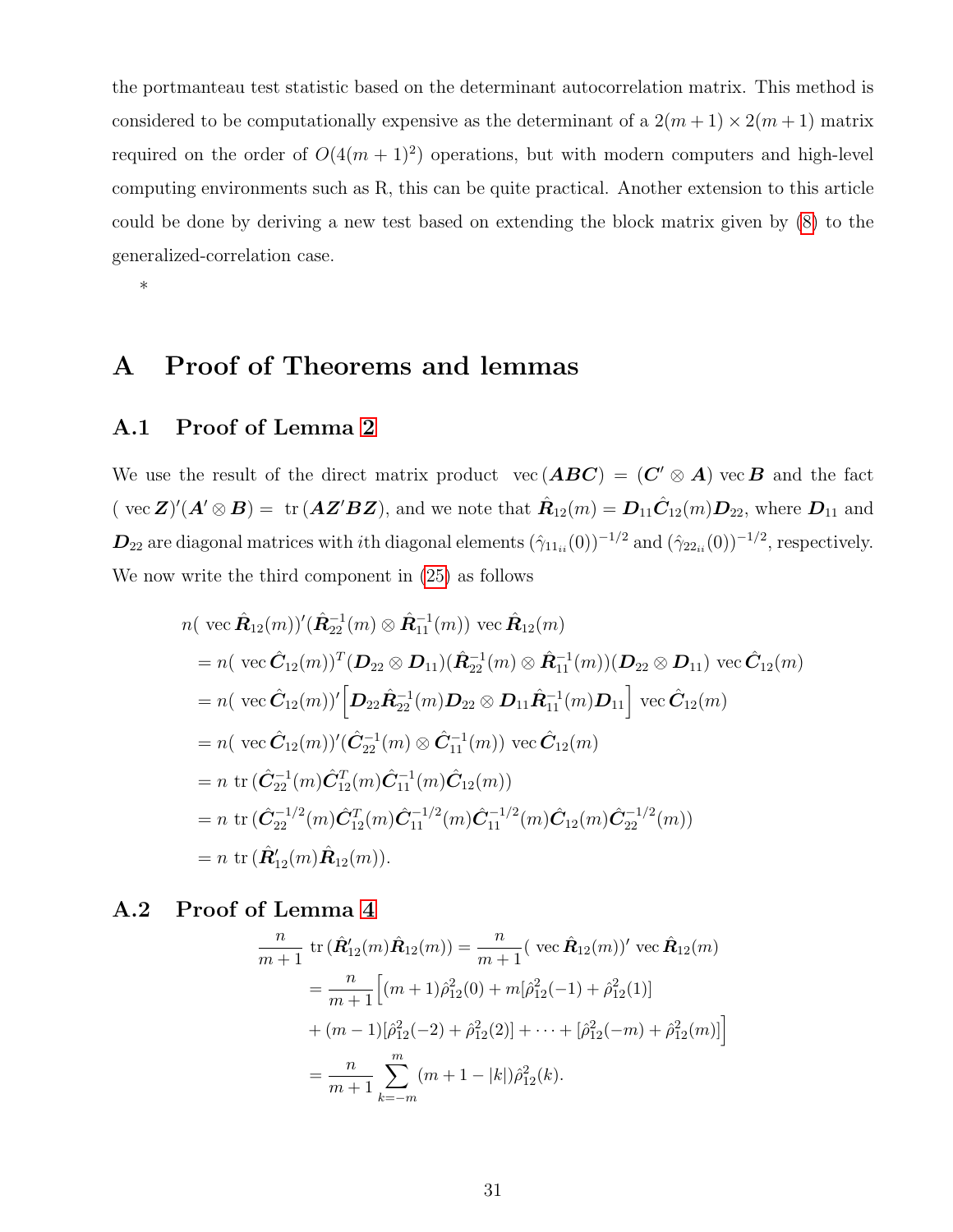the portmanteau test statistic based on the determinant autocorrelation matrix. This method is considered to be computationally expensive as the determinant of a $2(m+1) \times 2(m+1)$ matrix required on the order of $O(4(m+1)^2)$ operations, but with modern computers and high-level computing environments such as R, this can be quite practical. Another extension to this article could be done by deriving a new test based on extending the block matrix given by (8) to the generalized-correlation case.

*

# A Proof of Theorems and lemmas

## A.1 Proof of Lemma 2

We use the result of the direct matrix product $\text{vec}\,(\boldsymbol{ABC}) = (\boldsymbol{C}' \otimes \boldsymbol{A})\,\text{vec}\,\boldsymbol{B}$ and the fact $(\text{vec}\,\boldsymbol{Z})'(\boldsymbol{A}' \otimes \boldsymbol{B}) = \text{tr}\,(\boldsymbol{AZ'BZ})$, and we note that $\hat{\boldsymbol{R}}_{12}(m) = \boldsymbol{D}_{11}\hat{\boldsymbol{C}}_{12}(m)\boldsymbol{D}_{22}$, where $\boldsymbol{D}_{11}$ and $\boldsymbol{D}_{22}$ are diagonal matrices with $i$th diagonal elements $(\hat{\gamma}_{11_{ii}}(0))^{-1/2}$ and $(\hat{\gamma}_{22_{ii}}(0))^{-1/2}$, respectively. We now write the third component in (25) as follows

$$
\begin{aligned}
& n(\text{vec}\,\hat{\boldsymbol{R}}_{12}(m))'(\hat{\boldsymbol{R}}_{22}^{-1}(m) \otimes \hat{\boldsymbol{R}}_{11}^{-1}(m))\,\text{vec}\,\hat{\boldsymbol{R}}_{12}(m) \\
&= n(\text{vec}\,\hat{\boldsymbol{C}}_{12}(m))^T(\boldsymbol{D}_{22} \otimes \boldsymbol{D}_{11})(\hat{\boldsymbol{R}}_{22}^{-1}(m) \otimes \hat{\boldsymbol{R}}_{11}^{-1}(m))(\boldsymbol{D}_{22} \otimes \boldsymbol{D}_{11})\,\text{vec}\,\hat{\boldsymbol{C}}_{12}(m) \\
&= n(\text{vec}\,\hat{\boldsymbol{C}}_{12}(m))'\Big[\boldsymbol{D}_{22}\hat{\boldsymbol{R}}_{22}^{-1}(m)\boldsymbol{D}_{22} \otimes \boldsymbol{D}_{11}\hat{\boldsymbol{R}}_{11}^{-1}(m)\boldsymbol{D}_{11}\Big]\,\text{vec}\,\hat{\boldsymbol{C}}_{12}(m) \\
&= n(\text{vec}\,\hat{\boldsymbol{C}}_{12}(m))'(\hat{\boldsymbol{C}}_{22}^{-1}(m) \otimes \hat{\boldsymbol{C}}_{11}^{-1}(m))\,\text{vec}\,\hat{\boldsymbol{C}}_{12}(m) \\
&= n\,\text{tr}\,(\hat{\boldsymbol{C}}_{22}^{-1}(m)\hat{\boldsymbol{C}}_{12}^T(m)\hat{\boldsymbol{C}}_{11}^{-1}(m)\hat{\boldsymbol{C}}_{12}(m)) \\
&= n\,\text{tr}\,(\hat{\boldsymbol{C}}_{22}^{-1/2}(m)\hat{\boldsymbol{C}}_{12}^T(m)\hat{\boldsymbol{C}}_{11}^{-1/2}(m)\hat{\boldsymbol{C}}_{11}^{-1/2}(m)\hat{\boldsymbol{C}}_{12}(m)\hat{\boldsymbol{C}}_{22}^{-1/2}(m)) \\
&= n\,\text{tr}\,(\hat{\boldsymbol{R}}_{12}'(m)\hat{\boldsymbol{R}}_{12}(m)).
\end{aligned}
$$

## A.2 Proof of Lemma 4

$$
\begin{aligned}
\frac{n}{m+1}\,\text{tr}\,(\hat{\boldsymbol{R}}_{12}'(m)\hat{\boldsymbol{R}}_{12}(m)) &= \frac{n}{m+1}(\text{vec}\,\hat{\boldsymbol{R}}_{12}(m))'\,\text{vec}\,\hat{\boldsymbol{R}}_{12}(m) \\
&= \frac{n}{m+1}\Big[(m+1)\hat{\rho}_{12}^2(0) + m[\hat{\rho}_{12}^2(-1) + \hat{\rho}_{12}^2(1)] \\
&\quad + (m-1)[\hat{\rho}_{12}^2(-2) + \hat{\rho}_{12}^2(2)] + \cdots + [\hat{\rho}_{12}^2(-m) + \hat{\rho}_{12}^2(m)]\Big] \\
&= \frac{n}{m+1}\sum_{k=-m}^{m}(m+1-|k|)\hat{\rho}_{12}^2(k).
\end{aligned}
$$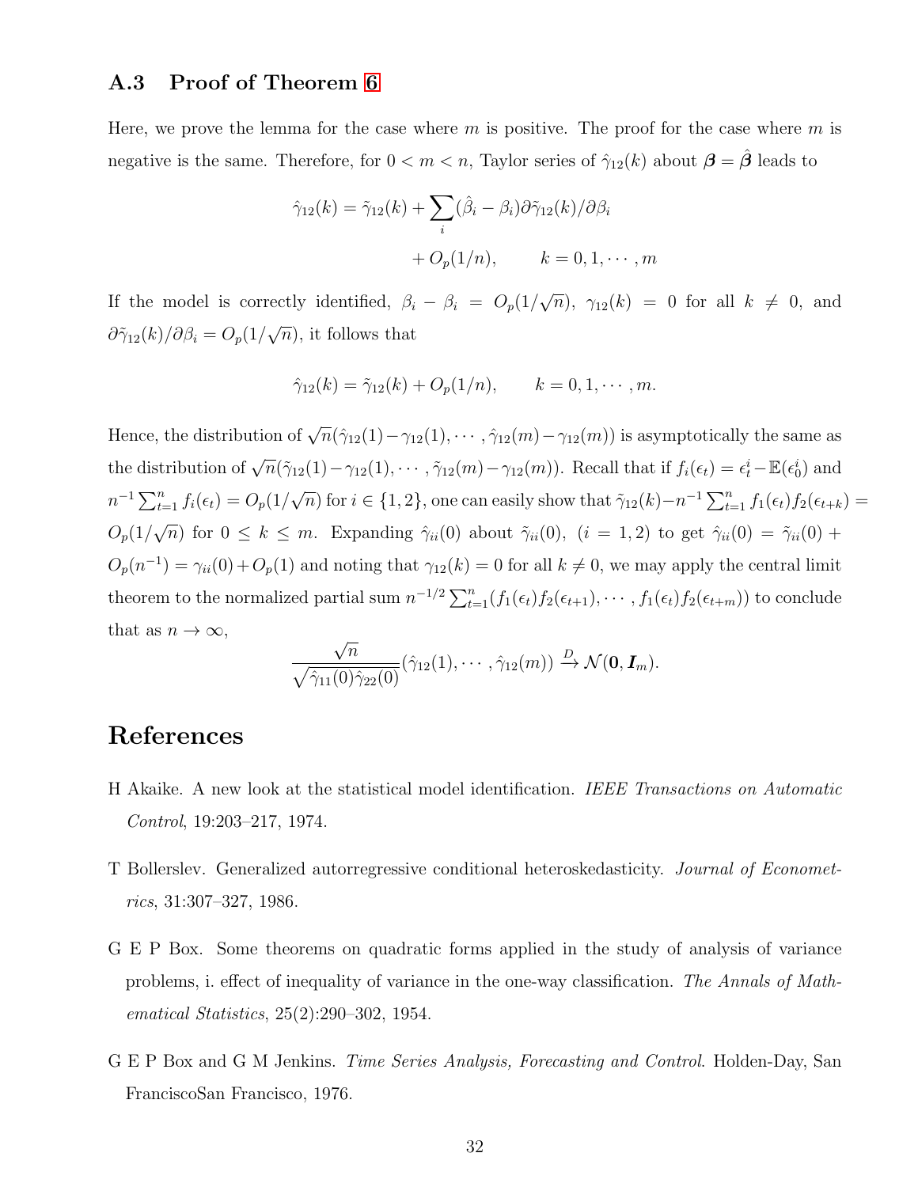### A.3 Proof of Theorem 6

Here, we prove the lemma for the case where $m$ is positive. The proof for the case where $m$ is negative is the same. Therefore, for $0 < m < n$, Taylor series of $\hat{\gamma}_{12}(k)$ about $\boldsymbol{\beta} = \hat{\boldsymbol{\beta}}$ leads to

$$\hat{\gamma}_{12}(k) = \tilde{\gamma}_{12}(k) + \sum_i (\hat{\beta}_i - \beta_i)\partial\tilde{\gamma}_{12}(k)/\partial\beta_i$$
$$+ O_p(1/n), \qquad k = 0, 1, \cdots, m$$

If the model is correctly identified, $\beta_i - \beta_i = O_p(1/\sqrt{n})$, $\gamma_{12}(k) = 0$ for all $k \neq 0$, and $\partial\tilde{\gamma}_{12}(k)/\partial\beta_i = O_p(1/\sqrt{n})$, it follows that

$$\hat{\gamma}_{12}(k) = \tilde{\gamma}_{12}(k) + O_p(1/n), \qquad k = 0, 1, \cdots, m.$$

Hence, the distribution of $\sqrt{n}(\hat{\gamma}_{12}(1) - \gamma_{12}(1), \cdots, \hat{\gamma}_{12}(m) - \gamma_{12}(m))$ is asymptotically the same as the distribution of $\sqrt{n}(\tilde{\gamma}_{12}(1) - \gamma_{12}(1), \cdots, \tilde{\gamma}_{12}(m) - \gamma_{12}(m))$. Recall that if $f_i(\epsilon_t) = \epsilon_t^i - \mathbb{E}(\epsilon_0^i)$ and $n^{-1}\sum_{t=1}^n f_i(\epsilon_t) = O_p(1/\sqrt{n})$ for $i \in \{1, 2\}$, one can easily show that $\tilde{\gamma}_{12}(k) - n^{-1}\sum_{t=1}^n f_1(\epsilon_t)f_2(\epsilon_{t+k}) = O_p(1/\sqrt{n})$ for $0 \leq k \leq m$. Expanding $\hat{\gamma}_{ii}(0)$ about $\tilde{\gamma}_{ii}(0)$, $(i = 1, 2)$ to get $\hat{\gamma}_{ii}(0) = \tilde{\gamma}_{ii}(0) + O_p(n^{-1}) = \gamma_{ii}(0) + O_p(1)$ and noting that $\gamma_{12}(k) = 0$ for all $k \neq 0$, we may apply the central limit theorem to the normalized partial sum $n^{-1/2}\sum_{t=1}^n (f_1(\epsilon_t)f_2(\epsilon_{t+1}), \cdots, f_1(\epsilon_t)f_2(\epsilon_{t+m}))$ to conclude that as $n \to \infty$,

$$\frac{\sqrt{n}}{\sqrt{\hat{\gamma}_{11}(0)\hat{\gamma}_{22}(0)}}(\hat{\gamma}_{12}(1), \cdots, \hat{\gamma}_{12}(m)) \xrightarrow{D} \mathcal{N}(\mathbf{0}, \boldsymbol{I}_m).$$

# References

H Akaike. A new look at the statistical model identification. *IEEE Transactions on Automatic Control*, 19:203–217, 1974.

T Bollerslev. Generalized autorregressive conditional heteroskedasticity. *Journal of Econometrics*, 31:307–327, 1986.

G E P Box. Some theorems on quadratic forms applied in the study of analysis of variance problems, i. effect of inequality of variance in the one-way classification. *The Annals of Mathematical Statistics*, 25(2):290–302, 1954.

G E P Box and G M Jenkins. *Time Series Analysis, Forecasting and Control*. Holden-Day, San FranciscoSan Francisco, 1976.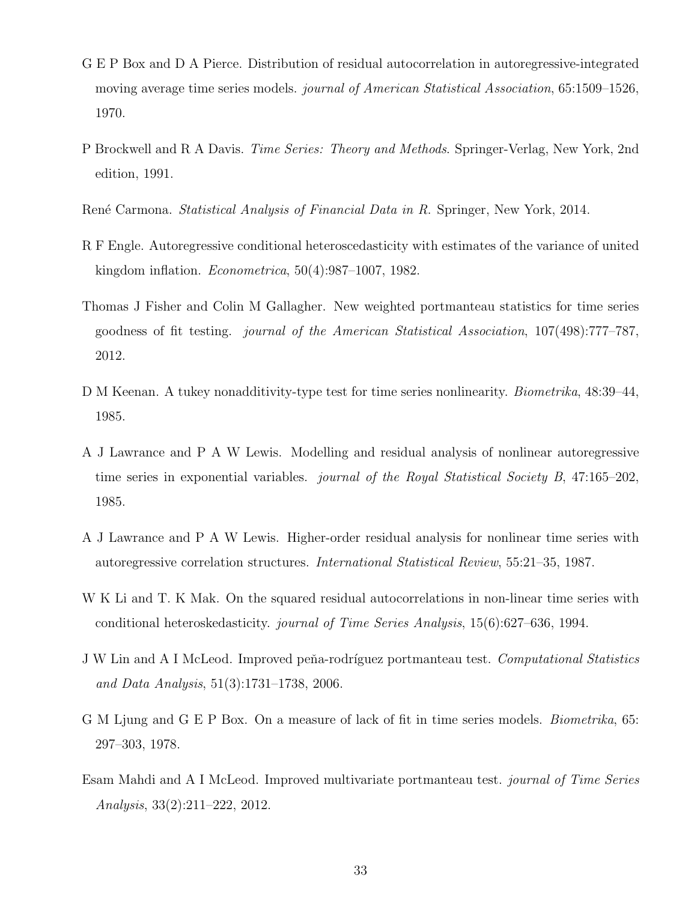G E P Box and D A Pierce. Distribution of residual autocorrelation in autoregressive-integrated moving average time series models. *journal of American Statistical Association*, 65:1509–1526, 1970.

P Brockwell and R A Davis. *Time Series: Theory and Methods*. Springer-Verlag, New York, 2nd edition, 1991.

René Carmona. *Statistical Analysis of Financial Data in R*. Springer, New York, 2014.

R F Engle. Autoregressive conditional heteroscedasticity with estimates of the variance of united kingdom inflation. *Econometrica*, 50(4):987–1007, 1982.

Thomas J Fisher and Colin M Gallagher. New weighted portmanteau statistics for time series goodness of fit testing. *journal of the American Statistical Association*, 107(498):777–787, 2012.

D M Keenan. A tukey nonadditivity-type test for time series nonlinearity. *Biometrika*, 48:39–44, 1985.

A J Lawrance and P A W Lewis. Modelling and residual analysis of nonlinear autoregressive time series in exponential variables. *journal of the Royal Statistical Society B*, 47:165–202, 1985.

A J Lawrance and P A W Lewis. Higher-order residual analysis for nonlinear time series with autoregressive correlation structures. *International Statistical Review*, 55:21–35, 1987.

W K Li and T. K Mak. On the squared residual autocorrelations in non-linear time series with conditional heteroskedasticity. *journal of Time Series Analysis*, 15(6):627–636, 1994.

J W Lin and A I McLeod. Improved peña-rodríguez portmanteau test. *Computational Statistics and Data Analysis*, 51(3):1731–1738, 2006.

G M Ljung and G E P Box. On a measure of lack of fit in time series models. *Biometrika*, 65: 297–303, 1978.

Esam Mahdi and A I McLeod. Improved multivariate portmanteau test. *journal of Time Series Analysis*, 33(2):211–222, 2012.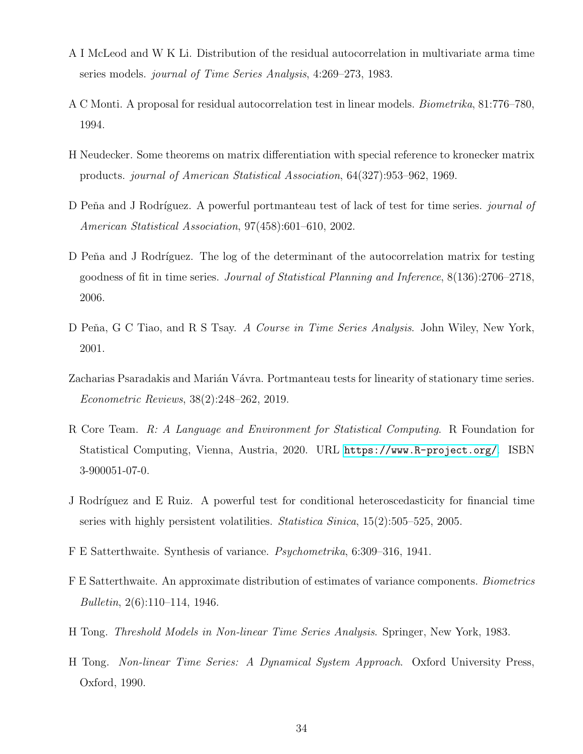A I McLeod and W K Li. Distribution of the residual autocorrelation in multivariate arma time series models. *journal of Time Series Analysis*, 4:269–273, 1983.

A C Monti. A proposal for residual autocorrelation test in linear models. *Biometrika*, 81:776–780, 1994.

H Neudecker. Some theorems on matrix differentiation with special reference to kronecker matrix products. *journal of American Statistical Association*, 64(327):953–962, 1969.

D Peňa and J Rodríguez. A powerful portmanteau test of lack of test for time series. *journal of American Statistical Association*, 97(458):601–610, 2002.

D Peňa and J Rodríguez. The log of the determinant of the autocorrelation matrix for testing goodness of fit in time series. *Journal of Statistical Planning and Inference*, 8(136):2706–2718, 2006.

D Peňa, G C Tiao, and R S Tsay. *A Course in Time Series Analysis*. John Wiley, New York, 2001.

Zacharias Psaradakis and Marián Vávra. Portmanteau tests for linearity of stationary time series. *Econometric Reviews*, 38(2):248–262, 2019.

R Core Team. *R: A Language and Environment for Statistical Computing*. R Foundation for Statistical Computing, Vienna, Austria, 2020. URL https://www.R-project.org/. ISBN 3-900051-07-0.

J Rodríguez and E Ruiz. A powerful test for conditional heteroscedasticity for financial time series with highly persistent volatilities. *Statistica Sinica*, 15(2):505–525, 2005.

F E Satterthwaite. Synthesis of variance. *Psychometrika*, 6:309–316, 1941.

F E Satterthwaite. An approximate distribution of estimates of variance components. *Biometrics Bulletin*, 2(6):110–114, 1946.

H Tong. *Threshold Models in Non-linear Time Series Analysis*. Springer, New York, 1983.

H Tong. *Non-linear Time Series: A Dynamical System Approach*. Oxford University Press, Oxford, 1990.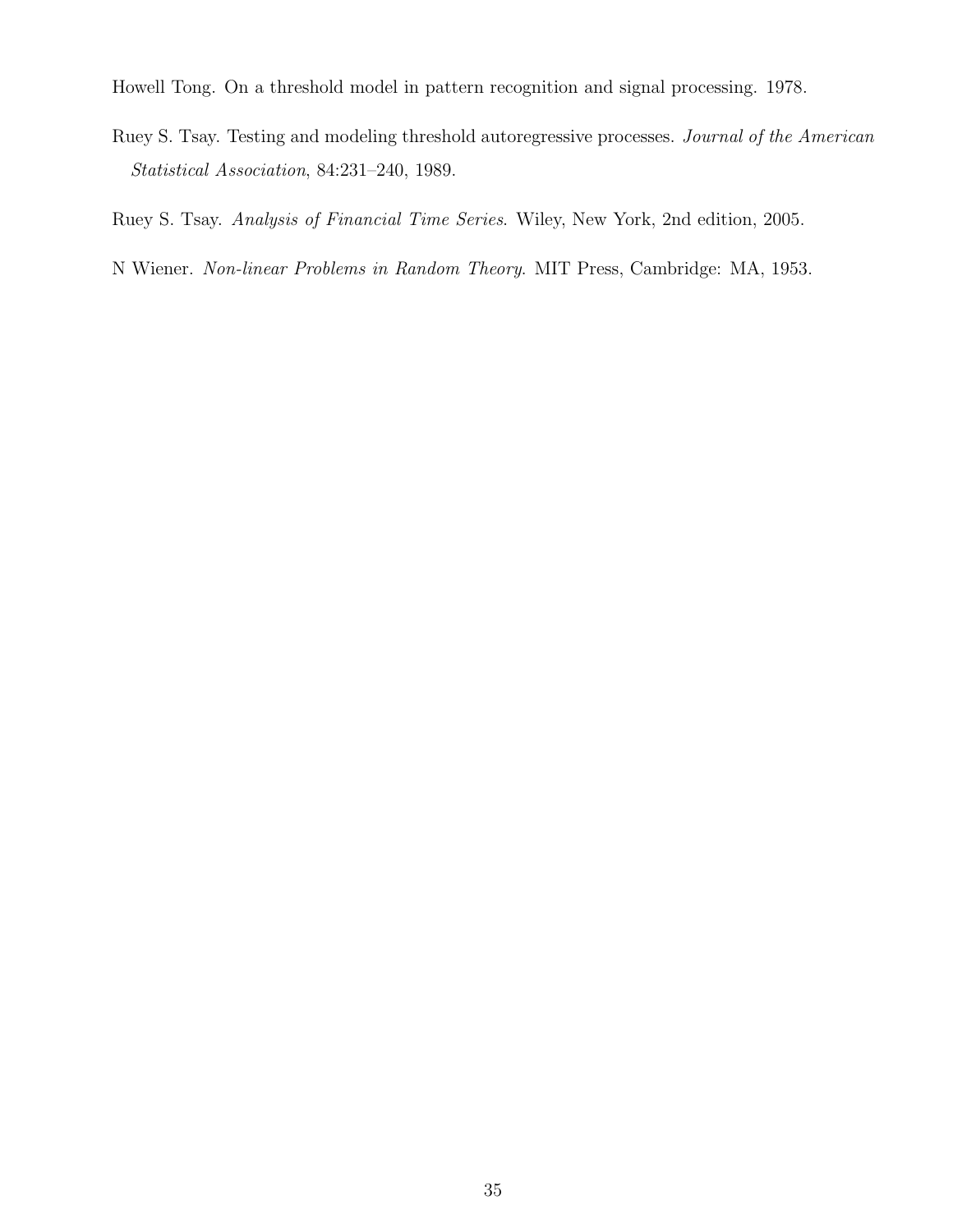Howell Tong. On a threshold model in pattern recognition and signal processing. 1978.

Ruey S. Tsay. Testing and modeling threshold autoregressive processes. *Journal of the American Statistical Association*, 84:231–240, 1989.

Ruey S. Tsay. *Analysis of Financial Time Series*. Wiley, New York, 2nd edition, 2005.

N Wiener. *Non-linear Problems in Random Theory*. MIT Press, Cambridge: MA, 1953.